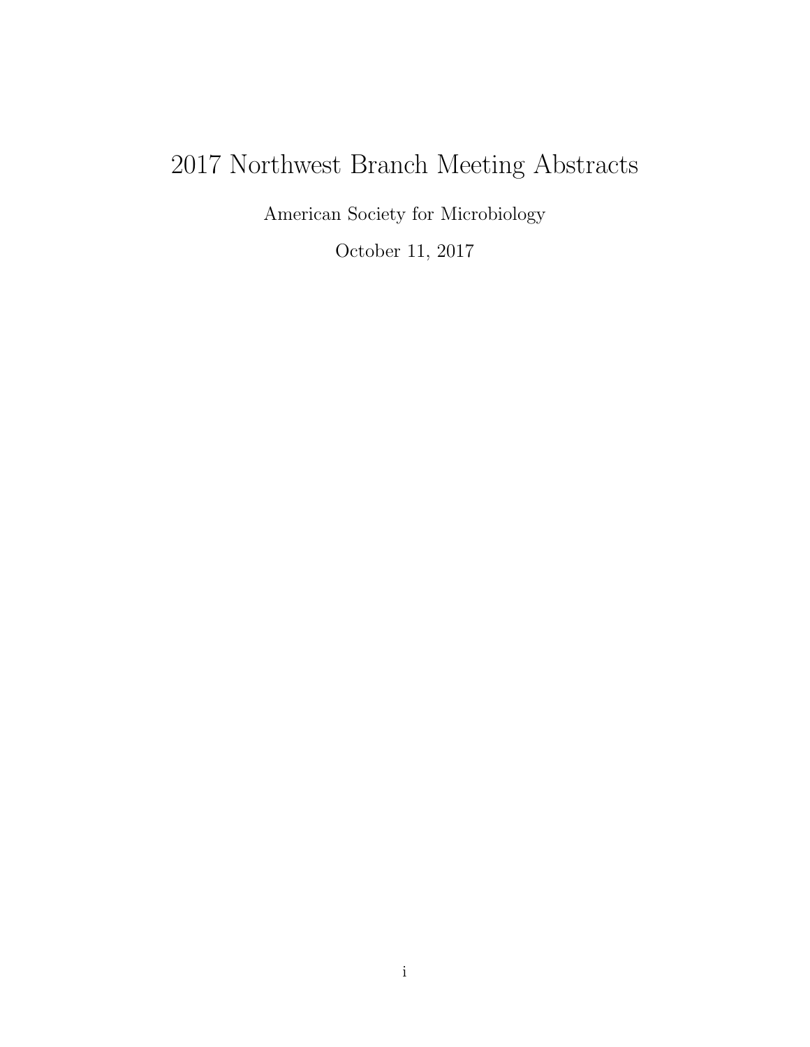# 2017 Northwest Branch Meeting Abstracts

American Society for Microbiology

October 11, 2017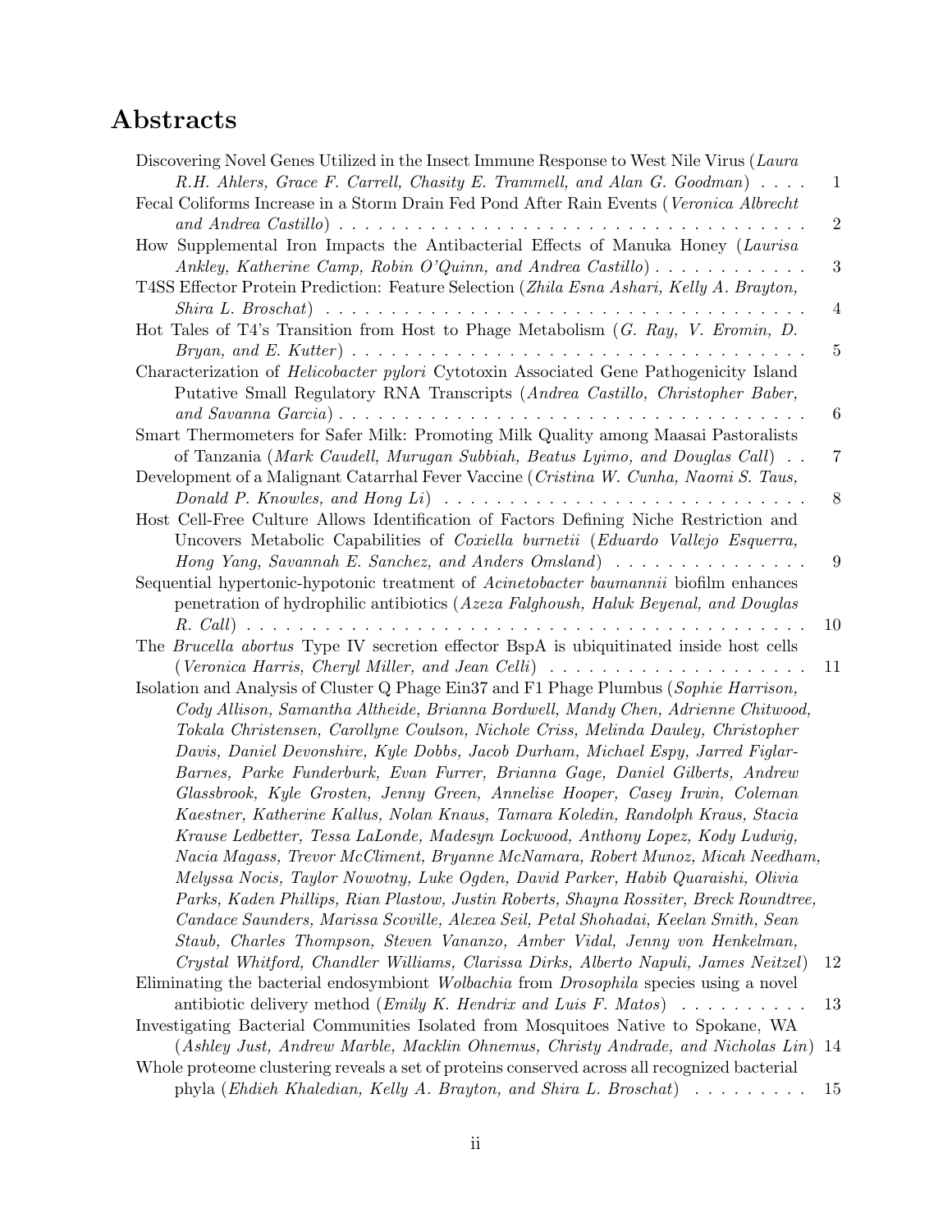# Abstracts

Discovering Novel Genes Utilized in the Insect Immune Response to West Nile Virus (*Laura R.H. Ahlers, Grace F. Carrell, Chasity E. Trammell, and Alan G. Goodman*) . . . . 1

Fecal Coliforms Increase in a Storm Drain Fed Pond After Rain Events (*Veronica Albrecht and Andrea Castillo*) . . . . . . . . . . . . . . . . . . . . . . . . . . . . . . . . . . . . 2

How Supplemental Iron Impacts the Antibacterial Effects of Manuka Honey (*Laurisa Ankley, Katherine Camp, Robin O'Quinn, and Andrea Castillo*) . . . . . . . . . . . . 3

T4SS Effector Protein Prediction: Feature Selection (*Zhila Esna Ashari, Kelly A. Brayton, Shira L. Broschat*) . . . . . . . . . . . . . . . . . . . . . . . . . . . . . . . . . . . . . . 4

Hot Tales of T4's Transition from Host to Phage Metabolism (*G. Ray, V. Eromin, D. Bryan, and E. Kutter*) . . . . . . . . . . . . . . . . . . . . . . . . . . . . . . . . . . . . . 5

Characterization of *Helicobacter pylori* Cytotoxin Associated Gene Pathogenicity Island Putative Small Regulatory RNA Transcripts (*Andrea Castillo, Christopher Baber, and Savanna Garcia*) . . . . . . . . . . . . . . . . . . . . . . . . . . . . . . . . . . . . . 6

Smart Thermometers for Safer Milk: Promoting Milk Quality among Maasai Pastoralists of Tanzania (*Mark Caudell, Murugan Subbiah, Beatus Lyimo, and Douglas Call*) . . 7

Development of a Malignant Catarrhal Fever Vaccine (*Cristina W. Cunha, Naomi S. Taus, Donald P. Knowles, and Hong Li*) . . . . . . . . . . . . . . . . . . . . . . . . . . . . 8

Host Cell-Free Culture Allows Identification of Factors Defining Niche Restriction and Uncovers Metabolic Capabilities of *Coxiella burnetii* (*Eduardo Vallejo Esquerra, Hong Yang, Savannah E. Sanchez, and Anders Omsland*) . . . . . . . . . . . . . . . 9

Sequential hypertonic-hypotonic treatment of *Acinetobacter baumannii* biofilm enhances penetration of hydrophilic antibiotics (*Azeza Falghoush, Haluk Beyenal, and Douglas R. Call*) . . . . . . . . . . . . . . . . . . . . . . . . . . . . . . . . . . . . . . . . . . . 10

The *Brucella abortus* Type IV secretion effector BspA is ubiquitinated inside host cells (*Veronica Harris, Cheryl Miller, and Jean Celli*) . . . . . . . . . . . . . . . . . . . . 11

Isolation and Analysis of Cluster Q Phage Ein37 and F1 Phage Plumbus (*Sophie Harrison, Cody Allison, Samantha Altheide, Brianna Bordwell, Mandy Chen, Adrienne Chitwood, Tokala Christensen, Carollyne Coulson, Nichole Criss, Melinda Dauley, Christopher Davis, Daniel Devonshire, Kyle Dobbs, Jacob Durham, Michael Espy, Jarred Figlar-Barnes, Parke Funderburk, Evan Furrer, Brianna Gage, Daniel Gilberts, Andrew Glassbrook, Kyle Grosten, Jenny Green, Annelise Hooper, Casey Irwin, Coleman Kaestner, Katherine Kallus, Nolan Knaus, Tamara Koledin, Randolph Kraus, Stacia Krause Ledbetter, Tessa LaLonde, Madesyn Lockwood, Anthony Lopez, Kody Ludwig, Nacia Magass, Trevor McCliment, Bryanne McNamara, Robert Munoz, Micah Needham, Melyssa Nocis, Taylor Nowotny, Luke Ogden, David Parker, Habib Quaraishi, Olivia Parks, Kaden Phillips, Rian Plastow, Justin Roberts, Shayna Rossiter, Breck Roundtree, Candace Saunders, Marissa Scoville, Alexea Seil, Petal Shohadai, Keelan Smith, Sean Staub, Charles Thompson, Steven Vananzo, Amber Vidal, Jenny von Henkelman, Crystal Whitford, Chandler Williams, Clarissa Dirks, Alberto Napuli, James Neitzel*) 12

Eliminating the bacterial endosymbiont *Wolbachia* from *Drosophila* species using a novel antibiotic delivery method (*Emily K. Hendrix and Luis F. Matos*) . . . . . . . . . . 13

Investigating Bacterial Communities Isolated from Mosquitoes Native to Spokane, WA (*Ashley Just, Andrew Marble, Macklin Ohnemus, Christy Andrade, and Nicholas Lin*) 14

Whole proteome clustering reveals a set of proteins conserved across all recognized bacterial phyla (*Ehdieh Khaledian, Kelly A. Brayton, and Shira L. Broschat*) . . . . . . . . . 15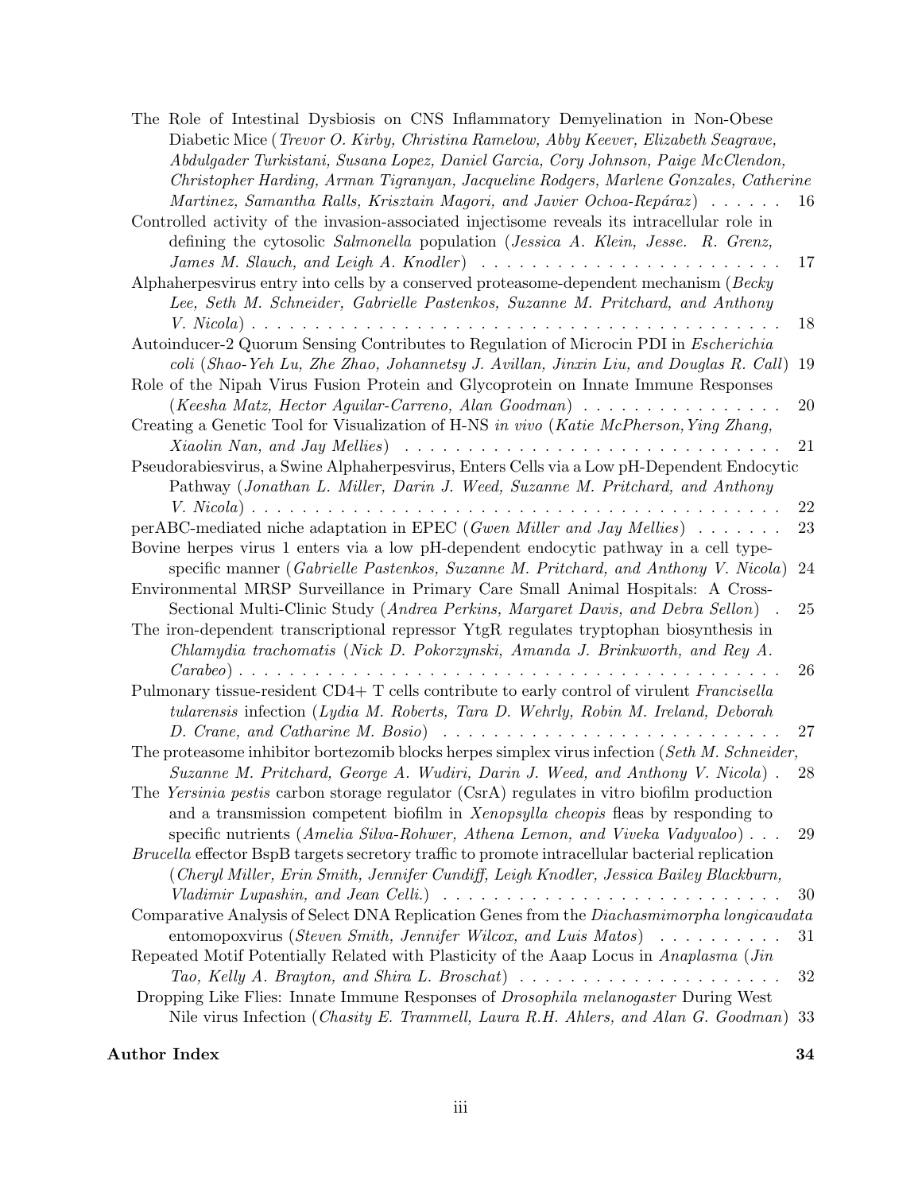The Role of Intestinal Dysbiosis on CNS Inflammatory Demyelination in Non-Obese Diabetic Mice (*Trevor O. Kirby, Christina Ramelow, Abby Keever, Elizabeth Seagrave, Abdulgader Turkistani, Susana Lopez, Daniel Garcia, Cory Johnson, Paige McClendon, Christopher Harding, Arman Tigranyan, Jacqueline Rodgers, Marlene Gonzales, Catherine Martinez, Samantha Ralls, Krisztain Magori, and Javier Ochoa-Repáraz*) . . . . . . 16

Controlled activity of the invasion-associated injectisome reveals its intracellular role in defining the cytosolic *Salmonella* population (*Jessica A. Klein, Jesse. R. Grenz, James M. Slauch, and Leigh A. Knodler*) . . . . . . . . . . . . . . . . . . . . . . . . 17

Alphaherpesvirus entry into cells by a conserved proteasome-dependent mechanism (*Becky Lee, Seth M. Schneider, Gabrielle Pastenkos, Suzanne M. Pritchard, and Anthony V. Nicola*) . . . . . . . . . . . . . . . . . . . . . . . . . . . . . . . . . . . . . . . . . 18

Autoinducer-2 Quorum Sensing Contributes to Regulation of Microcin PDI in *Escherichia coli* (*Shao-Yeh Lu, Zhe Zhao, Johannetsy J. Avillan, Jinxin Liu, and Douglas R. Call*) 19

Role of the Nipah Virus Fusion Protein and Glycoprotein on Innate Immune Responses (*Keesha Matz, Hector Aguilar-Carreno, Alan Goodman*) . . . . . . . . . . . . . . . . 20

Creating a Genetic Tool for Visualization of H-NS *in vivo* (*Katie McPherson, Ying Zhang, Xiaolin Nan, and Jay Mellies*) . . . . . . . . . . . . . . . . . . . . . . . . . . . . . 21

Pseudorabiesvirus, a Swine Alphaherpesvirus, Enters Cells via a Low pH-Dependent Endocytic Pathway (*Jonathan L. Miller, Darin J. Weed, Suzanne M. Pritchard, and Anthony V. Nicola*) . . . . . . . . . . . . . . . . . . . . . . . . . . . . . . . . . . . . . . . . . 22

perABC-mediated niche adaptation in EPEC (*Gwen Miller and Jay Mellies*) . . . . . . . 23

Bovine herpes virus 1 enters via a low pH-dependent endocytic pathway in a cell type-specific manner (*Gabrielle Pastenkos, Suzanne M. Pritchard, and Anthony V. Nicola*) 24

Environmental MRSP Surveillance in Primary Care Small Animal Hospitals: A Cross-Sectional Multi-Clinic Study (*Andrea Perkins, Margaret Davis, and Debra Sellon*) . 25

The iron-dependent transcriptional repressor YtgR regulates tryptophan biosynthesis in *Chlamydia trachomatis* (*Nick D. Pokorzynski, Amanda J. Brinkworth, and Rey A. Carabeo*) . . . . . . . . . . . . . . . . . . . . . . . . . . . . . . . . . . . . . . . . . 26

Pulmonary tissue-resident CD4+ T cells contribute to early control of virulent *Francisella tularensis* infection (*Lydia M. Roberts, Tara D. Wehrly, Robin M. Ireland, Deborah D. Crane, and Catharine M. Bosio*) . . . . . . . . . . . . . . . . . . . . . . . . . . 27

The proteasome inhibitor bortezomib blocks herpes simplex virus infection (*Seth M. Schneider, Suzanne M. Pritchard, George A. Wudiri, Darin J. Weed, and Anthony V. Nicola*) . 28

The *Yersinia pestis* carbon storage regulator (CsrA) regulates in vitro biofilm production and a transmission competent biofilm in *Xenopsylla cheopis* fleas by responding to specific nutrients (*Amelia Silva-Rohwer, Athena Lemon, and Viveka Vadyvaloo*) . . . 29

*Brucella* effector BspB targets secretory traffic to promote intracellular bacterial replication (*Cheryl Miller, Erin Smith, Jennifer Cundiff, Leigh Knodler, Jessica Bailey Blackburn, Vladimir Lupashin, and Jean Celli.*) . . . . . . . . . . . . . . . . . . . . . . . . . . 30

Comparative Analysis of Select DNA Replication Genes from the *Diachasmimorpha longicaudata* entomopoxvirus (*Steven Smith, Jennifer Wilcox, and Luis Matos*) . . . . . . . . . . 31

Repeated Motif Potentially Related with Plasticity of the Aaap Locus in *Anaplasma* (*Jin Tao, Kelly A. Brayton, and Shira L. Broschat*) . . . . . . . . . . . . . . . . . . . . . 32

Dropping Like Flies: Innate Immune Responses of *Drosophila melanogaster* During West Nile virus Infection (*Chasity E. Trammell, Laura R.H. Ahlers, and Alan G. Goodman*) 33

**Author Index** **34**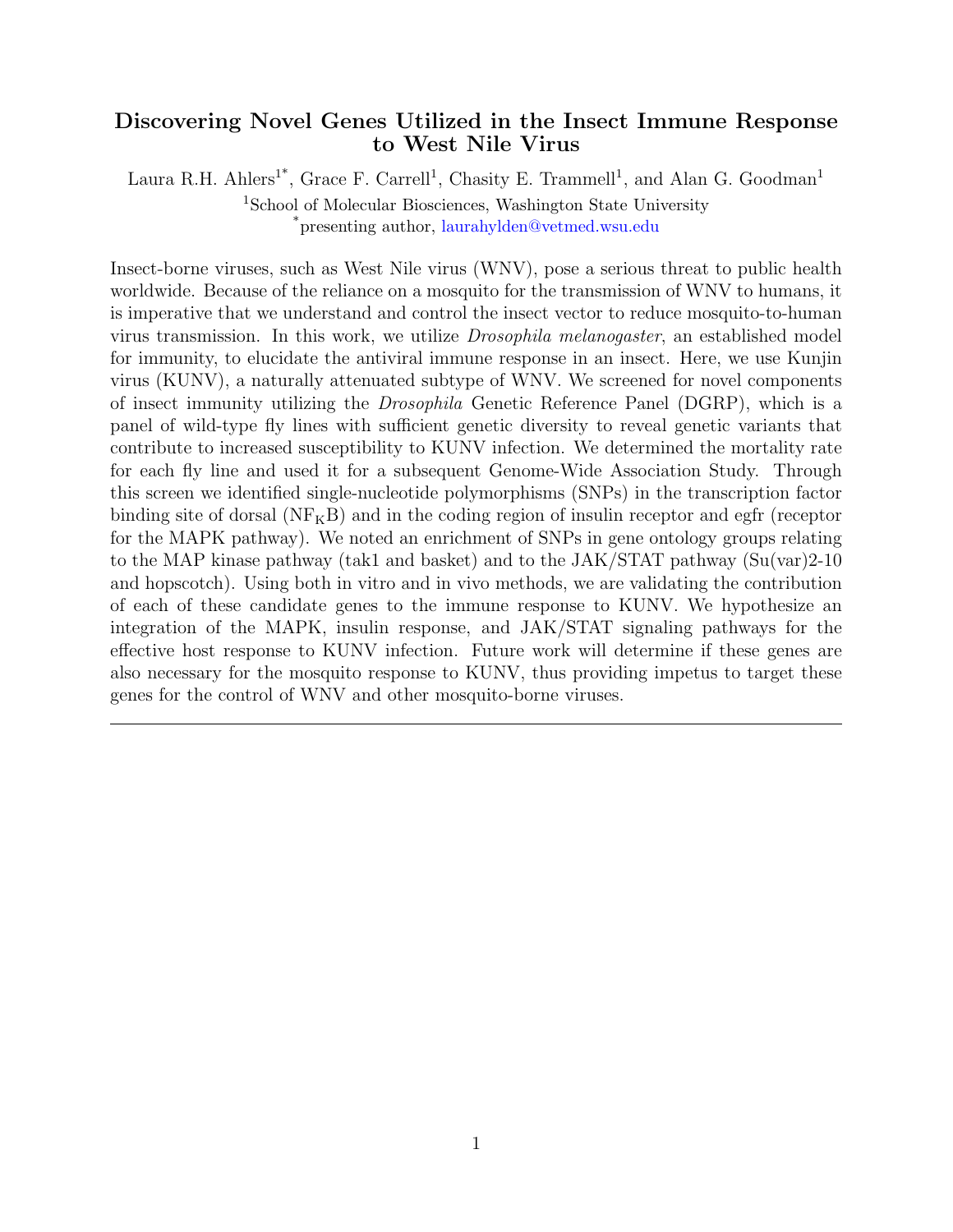# Discovering Novel Genes Utilized in the Insect Immune Response to West Nile Virus

Laura R.H. Ahlers[1*], Grace F. Carrell[1], Chasity E. Trammell[1], and Alan G. Goodman[1]

[1]School of Molecular Biosciences, Washington State University

[*]presenting author, laurahylden@vetmed.wsu.edu

Insect-borne viruses, such as West Nile virus (WNV), pose a serious threat to public health worldwide. Because of the reliance on a mosquito for the transmission of WNV to humans, it is imperative that we understand and control the insect vector to reduce mosquito-to-human virus transmission. In this work, we utilize *Drosophila melanogaster*, an established model for immunity, to elucidate the antiviral immune response in an insect. Here, we use Kunjin virus (KUNV), a naturally attenuated subtype of WNV. We screened for novel components of insect immunity utilizing the *Drosophila* Genetic Reference Panel (DGRP), which is a panel of wild-type fly lines with sufficient genetic diversity to reveal genetic variants that contribute to increased susceptibility to KUNV infection. We determined the mortality rate for each fly line and used it for a subsequent Genome-Wide Association Study. Through this screen we identified single-nucleotide polymorphisms (SNPs) in the transcription factor binding site of dorsal ($NF_{K}B$) and in the coding region of insulin receptor and egfr (receptor for the MAPK pathway). We noted an enrichment of SNPs in gene ontology groups relating to the MAP kinase pathway (tak1 and basket) and to the JAK/STAT pathway (Su(var)2-10 and hopscotch). Using both in vitro and in vivo methods, we are validating the contribution of each of these candidate genes to the immune response to KUNV. We hypothesize an integration of the MAPK, insulin response, and JAK/STAT signaling pathways for the effective host response to KUNV infection. Future work will determine if these genes are also necessary for the mosquito response to KUNV, thus providing impetus to target these genes for the control of WNV and other mosquito-borne viruses.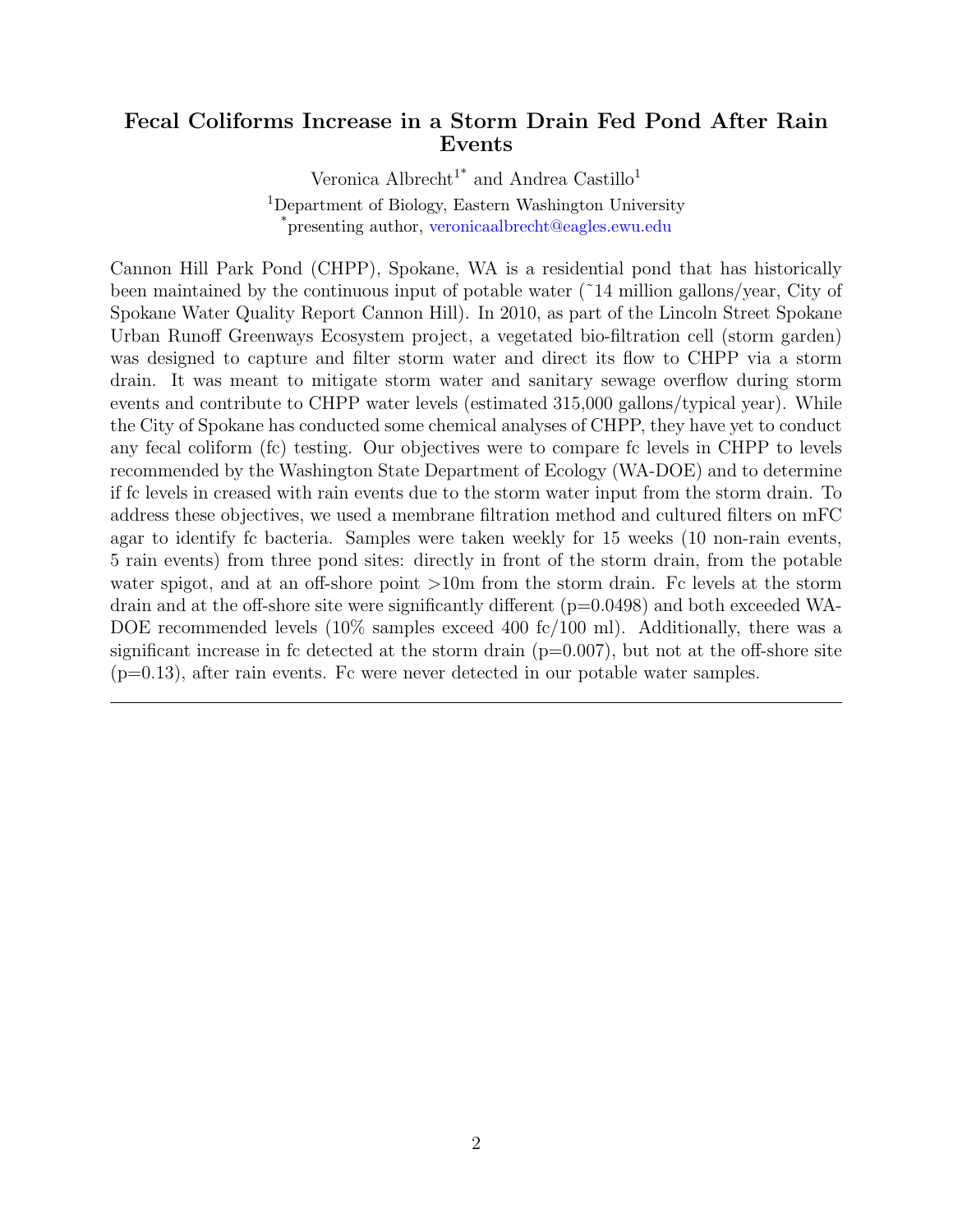## Fecal Coliforms Increase in a Storm Drain Fed Pond After Rain Events

Veronica Albrecht[1*] and Andrea Castillo[1]

[1]Department of Biology, Eastern Washington University
[*]presenting author, veronicaalbrecht@eagles.ewu.edu

Cannon Hill Park Pond (CHPP), Spokane, WA is a residential pond that has historically been maintained by the continuous input of potable water (˜14 million gallons/year, City of Spokane Water Quality Report Cannon Hill). In 2010, as part of the Lincoln Street Spokane Urban Runoff Greenways Ecosystem project, a vegetated bio-filtration cell (storm garden) was designed to capture and filter storm water and direct its flow to CHPP via a storm drain. It was meant to mitigate storm water and sanitary sewage overflow during storm events and contribute to CHPP water levels (estimated 315,000 gallons/typical year). While the City of Spokane has conducted some chemical analyses of CHPP, they have yet to conduct any fecal coliform (fc) testing. Our objectives were to compare fc levels in CHPP to levels recommended by the Washington State Department of Ecology (WA-DOE) and to determine if fc levels in creased with rain events due to the storm water input from the storm drain. To address these objectives, we used a membrane filtration method and cultured filters on mFC agar to identify fc bacteria. Samples were taken weekly for 15 weeks (10 non-rain events, 5 rain events) from three pond sites: directly in front of the storm drain, from the potable water spigot, and at an off-shore point >10m from the storm drain. Fc levels at the storm drain and at the off-shore site were significantly different ($p=0.0498$) and both exceeded WA-DOE recommended levels (10% samples exceed 400 fc/100 ml). Additionally, there was a significant increase in fc detected at the storm drain ($p=0.007$), but not at the off-shore site ($p=0.13$), after rain events. Fc were never detected in our potable water samples.

---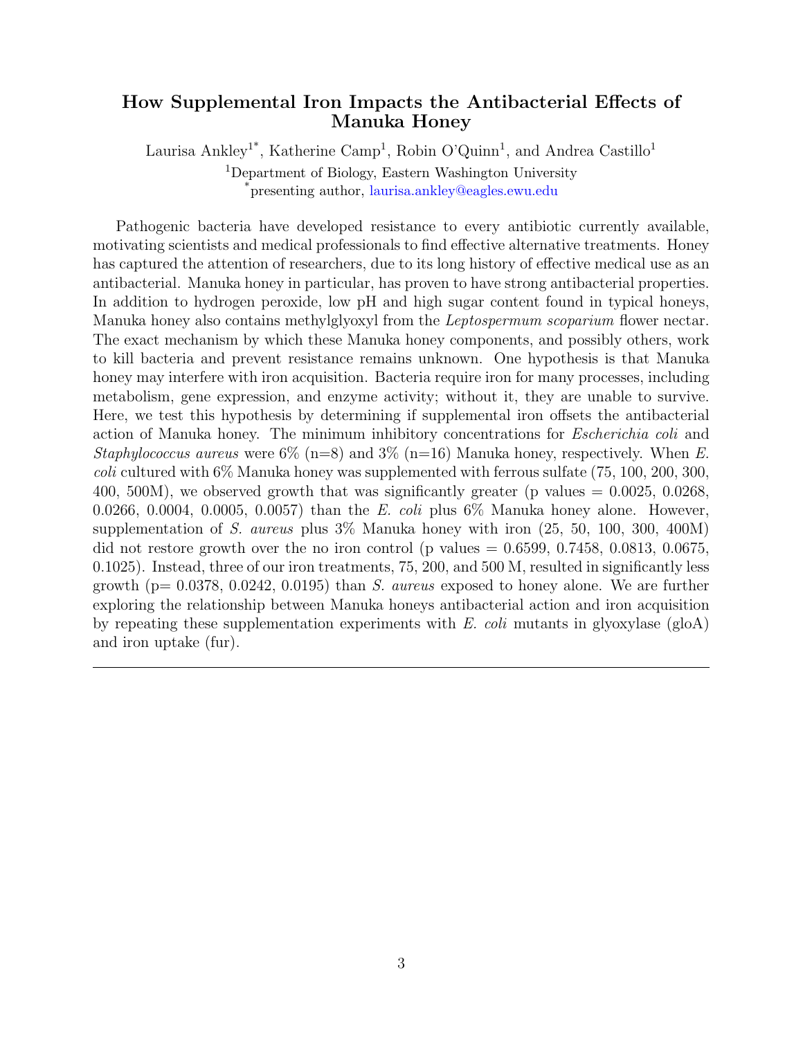## How Supplemental Iron Impacts the Antibacterial Effects of Manuka Honey

Laurisa Ankley[1*], Katherine Camp[1], Robin O'Quinn[1], and Andrea Castillo[1]

[1]Department of Biology, Eastern Washington University

[*]presenting author, laurisa.ankley@eagles.ewu.edu

Pathogenic bacteria have developed resistance to every antibiotic currently available, motivating scientists and medical professionals to find effective alternative treatments. Honey has captured the attention of researchers, due to its long history of effective medical use as an antibacterial. Manuka honey in particular, has proven to have strong antibacterial properties. In addition to hydrogen peroxide, low pH and high sugar content found in typical honeys, Manuka honey also contains methylglyoxyl from the *Leptospermum scoparium* flower nectar. The exact mechanism by which these Manuka honey components, and possibly others, work to kill bacteria and prevent resistance remains unknown. One hypothesis is that Manuka honey may interfere with iron acquisition. Bacteria require iron for many processes, including metabolism, gene expression, and enzyme activity; without it, they are unable to survive. Here, we test this hypothesis by determining if supplemental iron offsets the antibacterial action of Manuka honey. The minimum inhibitory concentrations for *Escherichia coli* and *Staphylococcus aureus* were 6% (n=8) and 3% (n=16) Manuka honey, respectively. When *E. coli* cultured with 6% Manuka honey was supplemented with ferrous sulfate (75, 100, 200, 300, 400, 500M), we observed growth that was significantly greater (p values = 0.0025, 0.0268, 0.0266, 0.0004, 0.0005, 0.0057) than the *E. coli* plus 6% Manuka honey alone. However, supplementation of *S. aureus* plus 3% Manuka honey with iron (25, 50, 100, 300, 400M) did not restore growth over the no iron control (p values = 0.6599, 0.7458, 0.0813, 0.0675, 0.1025). Instead, three of our iron treatments, 75, 200, and 500 M, resulted in significantly less growth (p= 0.0378, 0.0242, 0.0195) than *S. aureus* exposed to honey alone. We are further exploring the relationship between Manuka honeys antibacterial action and iron acquisition by repeating these supplementation experiments with *E. coli* mutants in glyoxylase (gloA) and iron uptake (fur).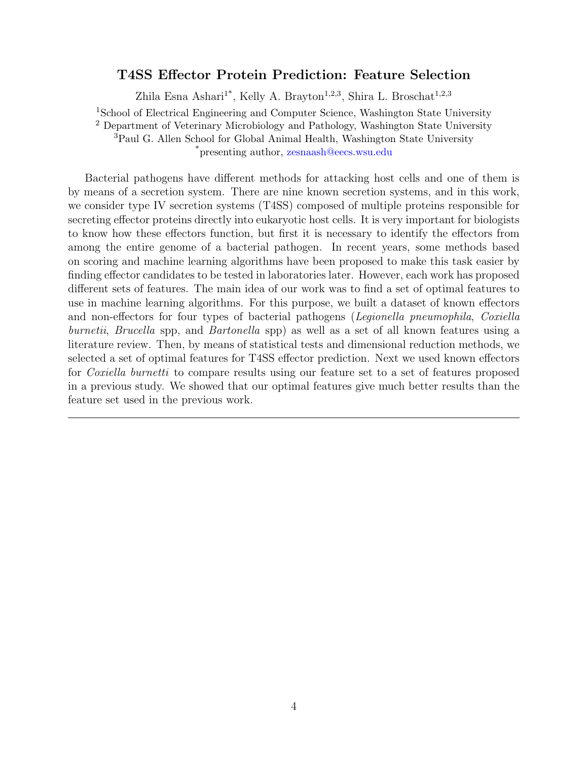## T4SS Effector Protein Prediction: Feature Selection

Zhila Esna Ashari[1*], Kelly A. Brayton[1,2,3], Shira L. Broschat[1,2,3]

[1]School of Electrical Engineering and Computer Science, Washington State University
[2] Department of Veterinary Microbiology and Pathology, Washington State University
[3]Paul G. Allen School for Global Animal Health, Washington State University
[*]presenting author, zesnaash@eecs.wsu.edu

Bacterial pathogens have different methods for attacking host cells and one of them is by means of a secretion system. There are nine known secretion systems, and in this work, we consider type IV secretion systems (T4SS) composed of multiple proteins responsible for secreting effector proteins directly into eukaryotic host cells. It is very important for biologists to know how these effectors function, but first it is necessary to identify the effectors from among the entire genome of a bacterial pathogen. In recent years, some methods based on scoring and machine learning algorithms have been proposed to make this task easier by finding effector candidates to be tested in laboratories later. However, each work has proposed different sets of features. The main idea of our work was to find a set of optimal features to use in machine learning algorithms. For this purpose, we built a dataset of known effectors and non-effectors for four types of bacterial pathogens (*Legionella pneumophila*, *Coxiella burnetii*, *Brucella* spp, and *Bartonella* spp) as well as a set of all known features using a literature review. Then, by means of statistical tests and dimensional reduction methods, we selected a set of optimal features for T4SS effector prediction. Next we used known effectors for *Coxiella burnetti* to compare results using our feature set to a set of features proposed in a previous study. We showed that our optimal features give much better results than the feature set used in the previous work.

---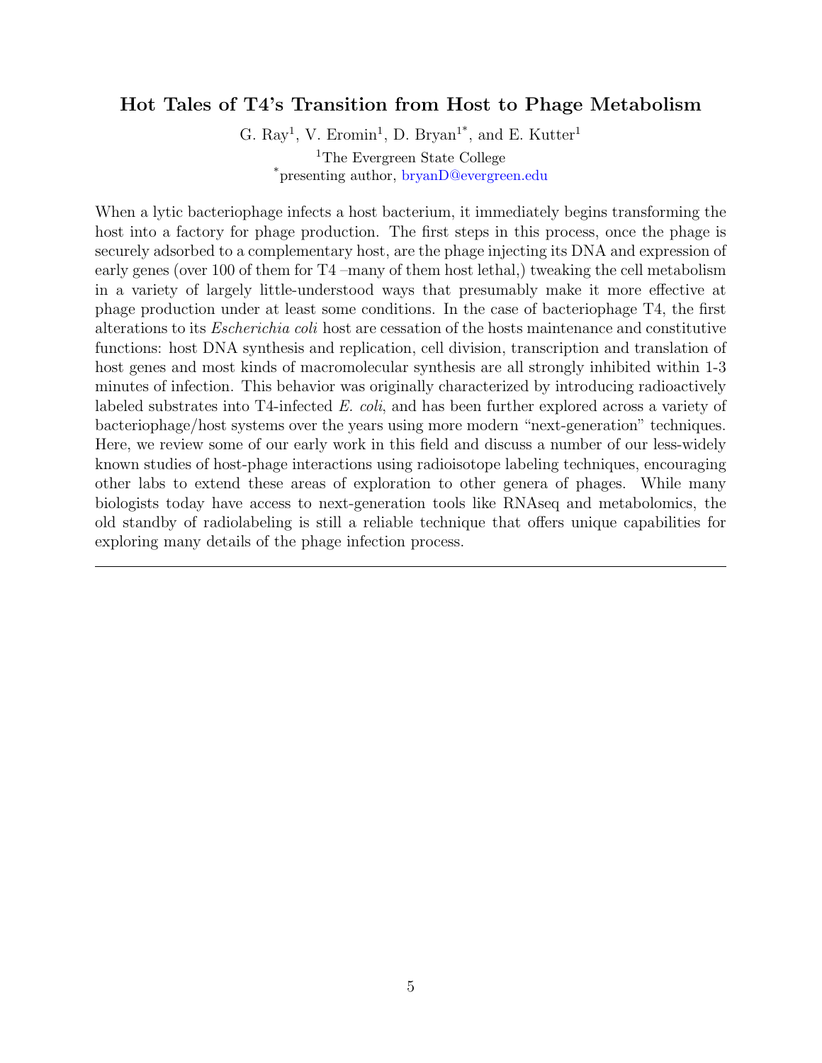## Hot Tales of T4's Transition from Host to Phage Metabolism

G. Ray[1], V. Eromin[1], D. Bryan[1*], and E. Kutter[1]

[1]The Evergreen State College

[*]presenting author, bryanD@evergreen.edu

When a lytic bacteriophage infects a host bacterium, it immediately begins transforming the host into a factory for phage production. The first steps in this process, once the phage is securely adsorbed to a complementary host, are the phage injecting its DNA and expression of early genes (over 100 of them for T4 –many of them host lethal,) tweaking the cell metabolism in a variety of largely little-understood ways that presumably make it more effective at phage production under at least some conditions. In the case of bacteriophage T4, the first alterations to its *Escherichia coli* host are cessation of the hosts maintenance and constitutive functions: host DNA synthesis and replication, cell division, transcription and translation of host genes and most kinds of macromolecular synthesis are all strongly inhibited within 1-3 minutes of infection. This behavior was originally characterized by introducing radioactively labeled substrates into T4-infected *E. coli*, and has been further explored across a variety of bacteriophage/host systems over the years using more modern "next-generation" techniques. Here, we review some of our early work in this field and discuss a number of our less-widely known studies of host-phage interactions using radioisotope labeling techniques, encouraging other labs to extend these areas of exploration to other genera of phages. While many biologists today have access to next-generation tools like RNAseq and metabolomics, the old standby of radiolabeling is still a reliable technique that offers unique capabilities for exploring many details of the phage infection process.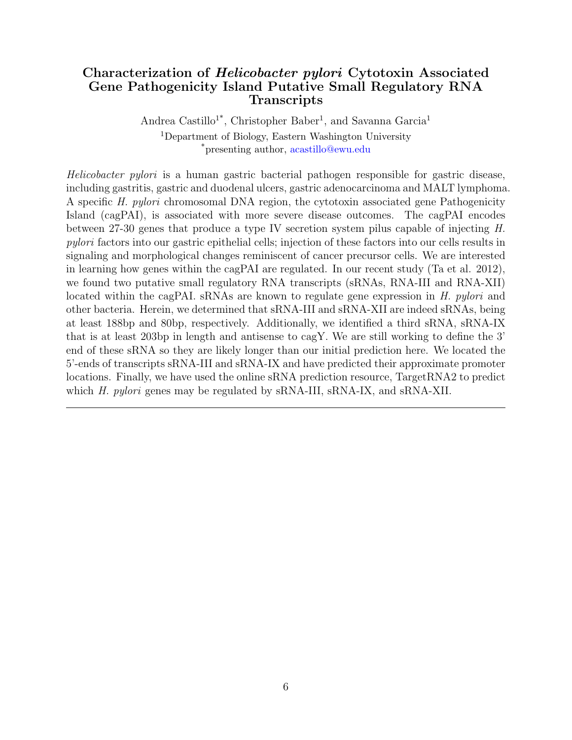## Characterization of *Helicobacter pylori* Cytotoxin Associated Gene Pathogenicity Island Putative Small Regulatory RNA Transcripts

Andrea Castillo[1*], Christopher Baber[1], and Savanna Garcia[1]

[1]Department of Biology, Eastern Washington University
[*]presenting author, acastillo@ewu.edu

*Helicobacter pylori* is a human gastric bacterial pathogen responsible for gastric disease, including gastritis, gastric and duodenal ulcers, gastric adenocarcinoma and MALT lymphoma. A specific *H. pylori* chromosomal DNA region, the cytotoxin associated gene Pathogenicity Island (cagPAI), is associated with more severe disease outcomes. The cagPAI encodes between 27-30 genes that produce a type IV secretion system pilus capable of injecting *H. pylori* factors into our gastric epithelial cells; injection of these factors into our cells results in signaling and morphological changes reminiscent of cancer precursor cells. We are interested in learning how genes within the cagPAI are regulated. In our recent study (Ta et al. 2012), we found two putative small regulatory RNA transcripts (sRNAs, RNA-III and RNA-XII) located within the cagPAI. sRNAs are known to regulate gene expression in *H. pylori* and other bacteria. Herein, we determined that sRNA-III and sRNA-XII are indeed sRNAs, being at least 188bp and 80bp, respectively. Additionally, we identified a third sRNA, sRNA-IX that is at least 203bp in length and antisense to cagY. We are still working to define the 3' end of these sRNA so they are likely longer than our initial prediction here. We located the 5'-ends of transcripts sRNA-III and sRNA-IX and have predicted their approximate promoter locations. Finally, we have used the online sRNA prediction resource, TargetRNA2 to predict which *H. pylori* genes may be regulated by sRNA-III, sRNA-IX, and sRNA-XII.

---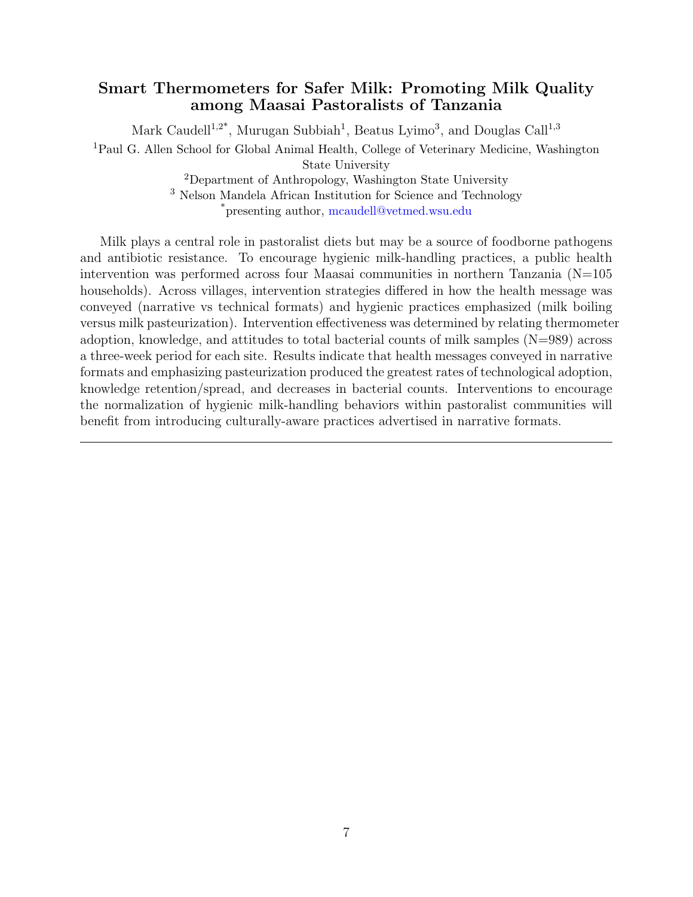### Smart Thermometers for Safer Milk: Promoting Milk Quality among Maasai Pastoralists of Tanzania

Mark Caudell[1,2*], Murugan Subbiah[1], Beatus Lyimo[3], and Douglas Call[1,3]

[1]Paul G. Allen School for Global Animal Health, College of Veterinary Medicine, Washington State University

[2]Department of Anthropology, Washington State University

[3] Nelson Mandela African Institution for Science and Technology

[*]presenting author, mcaudell@vetmed.wsu.edu

Milk plays a central role in pastoralist diets but may be a source of foodborne pathogens and antibiotic resistance. To encourage hygienic milk-handling practices, a public health intervention was performed across four Maasai communities in northern Tanzania (N=105 households). Across villages, intervention strategies differed in how the health message was conveyed (narrative vs technical formats) and hygienic practices emphasized (milk boiling versus milk pasteurization). Intervention effectiveness was determined by relating thermometer adoption, knowledge, and attitudes to total bacterial counts of milk samples (N=989) across a three-week period for each site. Results indicate that health messages conveyed in narrative formats and emphasizing pasteurization produced the greatest rates of technological adoption, knowledge retention/spread, and decreases in bacterial counts. Interventions to encourage the normalization of hygienic milk-handling behaviors within pastoralist communities will benefit from introducing culturally-aware practices advertised in narrative formats.

---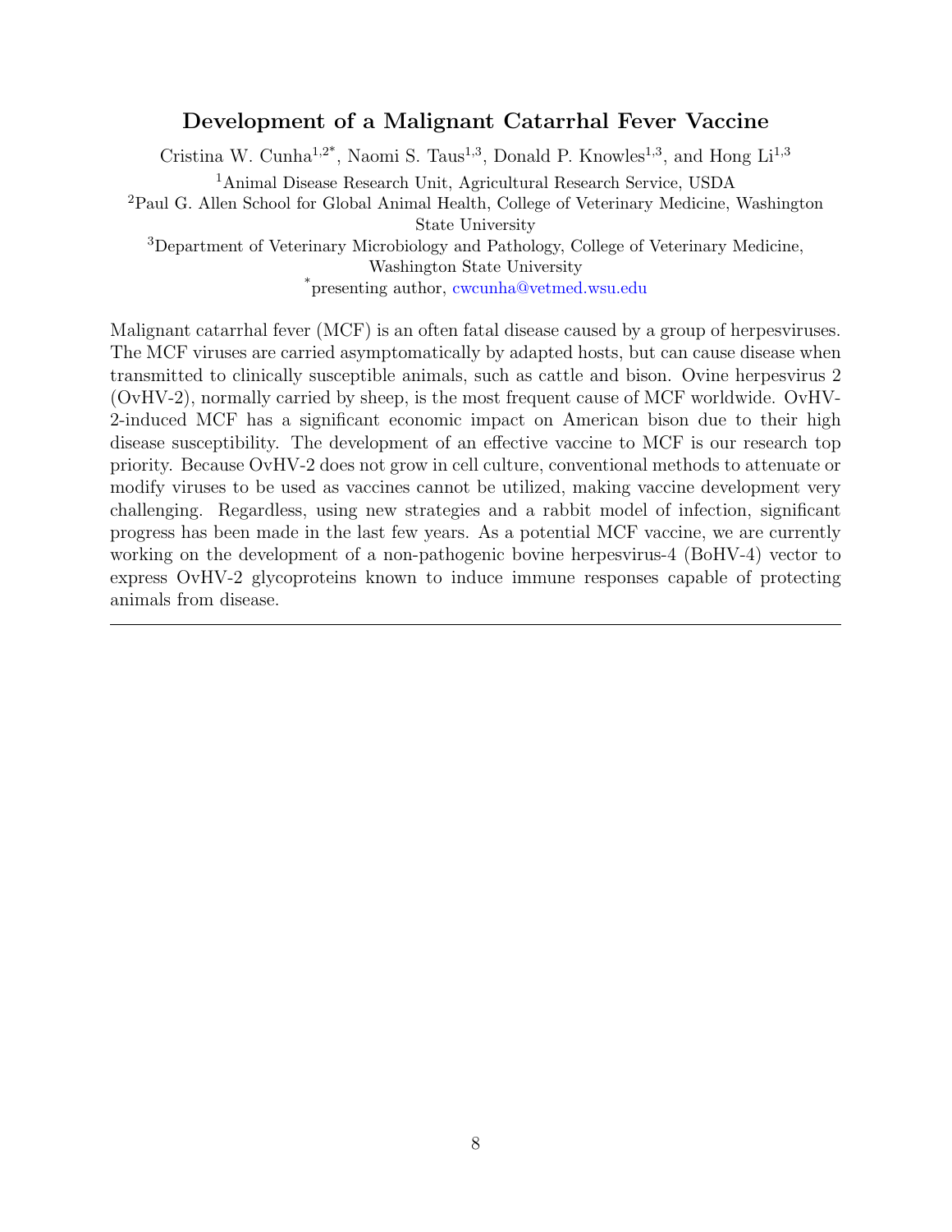## Development of a Malignant Catarrhal Fever Vaccine

Cristina W. Cunha[1,2*], Naomi S. Taus[1,3], Donald P. Knowles[1,3], and Hong Li[1,3]

[1]Animal Disease Research Unit, Agricultural Research Service, USDA

[2]Paul G. Allen School for Global Animal Health, College of Veterinary Medicine, Washington State University

[3]Department of Veterinary Microbiology and Pathology, College of Veterinary Medicine, Washington State University

[*]presenting author, cwcunha@vetmed.wsu.edu

Malignant catarrhal fever (MCF) is an often fatal disease caused by a group of herpesviruses. The MCF viruses are carried asymptomatically by adapted hosts, but can cause disease when transmitted to clinically susceptible animals, such as cattle and bison. Ovine herpesvirus 2 (OvHV-2), normally carried by sheep, is the most frequent cause of MCF worldwide. OvHV-2-induced MCF has a significant economic impact on American bison due to their high disease susceptibility. The development of an effective vaccine to MCF is our research top priority. Because OvHV-2 does not grow in cell culture, conventional methods to attenuate or modify viruses to be used as vaccines cannot be utilized, making vaccine development very challenging. Regardless, using new strategies and a rabbit model of infection, significant progress has been made in the last few years. As a potential MCF vaccine, we are currently working on the development of a non-pathogenic bovine herpesvirus-4 (BoHV-4) vector to express OvHV-2 glycoproteins known to induce immune responses capable of protecting animals from disease.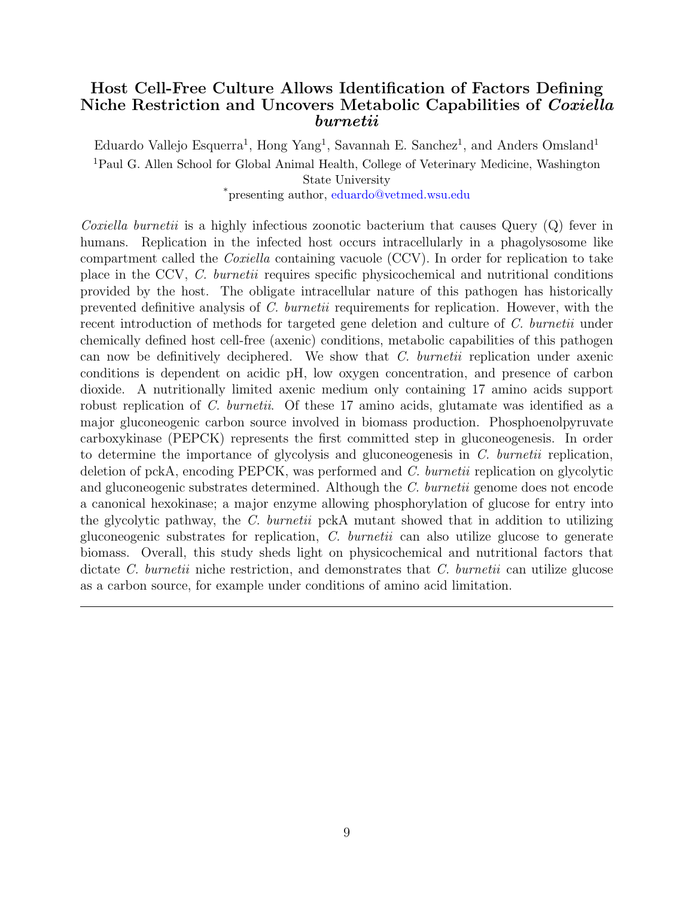## Host Cell-Free Culture Allows Identification of Factors Defining Niche Restriction and Uncovers Metabolic Capabilities of *Coxiella burnetii*

Eduardo Vallejo Esquerra[1], Hong Yang[1], Savannah E. Sanchez[1], and Anders Omsland[1]

[1]Paul G. Allen School for Global Animal Health, College of Veterinary Medicine, Washington State University

[*]presenting author, eduardo@vetmed.wsu.edu

*Coxiella burnetii* is a highly infectious zoonotic bacterium that causes Query (Q) fever in humans. Replication in the infected host occurs intracellularly in a phagolysosome like compartment called the *Coxiella* containing vacuole (CCV). In order for replication to take place in the CCV, *C. burnetii* requires specific physicochemical and nutritional conditions provided by the host. The obligate intracellular nature of this pathogen has historically prevented definitive analysis of *C. burnetii* requirements for replication. However, with the recent introduction of methods for targeted gene deletion and culture of *C. burnetii* under chemically defined host cell-free (axenic) conditions, metabolic capabilities of this pathogen can now be definitively deciphered. We show that *C. burnetii* replication under axenic conditions is dependent on acidic pH, low oxygen concentration, and presence of carbon dioxide. A nutritionally limited axenic medium only containing 17 amino acids support robust replication of *C. burnetii*. Of these 17 amino acids, glutamate was identified as a major gluconeogenic carbon source involved in biomass production. Phosphoenolpyruvate carboxykinase (PEPCK) represents the first committed step in gluconeogenesis. In order to determine the importance of glycolysis and gluconeogenesis in *C. burnetii* replication, deletion of pckA, encoding PEPCK, was performed and *C. burnetii* replication on glycolytic and gluconeogenic substrates determined. Although the *C. burnetii* genome does not encode a canonical hexokinase; a major enzyme allowing phosphorylation of glucose for entry into the glycolytic pathway, the *C. burnetii* pckA mutant showed that in addition to utilizing gluconeogenic substrates for replication, *C. burnetii* can also utilize glucose to generate biomass. Overall, this study sheds light on physicochemical and nutritional factors that dictate *C. burnetii* niche restriction, and demonstrates that *C. burnetii* can utilize glucose as a carbon source, for example under conditions of amino acid limitation.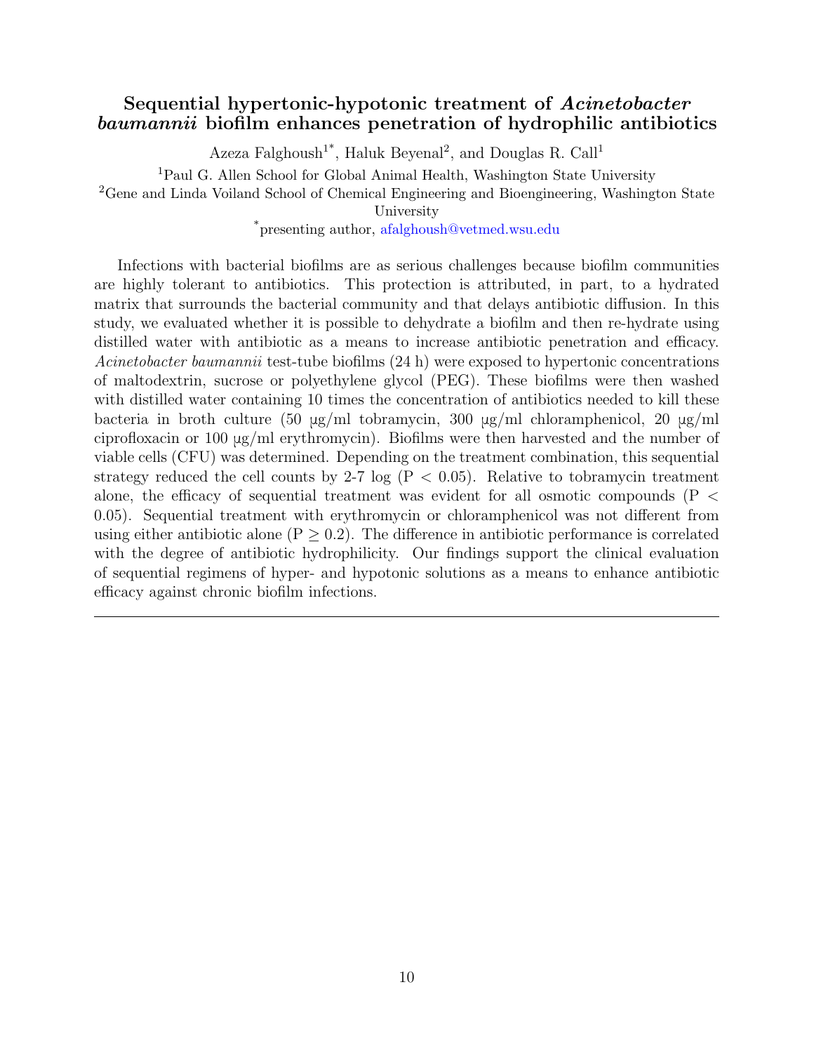## Sequential hypertonic-hypotonic treatment of *Acinetobacter baumannii* biofilm enhances penetration of hydrophilic antibiotics

Azeza Falghoush[1*], Haluk Beyenal[2], and Douglas R. Call[1]

[1]Paul G. Allen School for Global Animal Health, Washington State University

[2]Gene and Linda Voiland School of Chemical Engineering and Bioengineering, Washington State University

[*]presenting author, afalghoush@vetmed.wsu.edu

Infections with bacterial biofilms are as serious challenges because biofilm communities are highly tolerant to antibiotics. This protection is attributed, in part, to a hydrated matrix that surrounds the bacterial community and that delays antibiotic diffusion. In this study, we evaluated whether it is possible to dehydrate a biofilm and then re-hydrate using distilled water with antibiotic as a means to increase antibiotic penetration and efficacy. *Acinetobacter baumannii* test-tube biofilms (24 h) were exposed to hypertonic concentrations of maltodextrin, sucrose or polyethylene glycol (PEG). These biofilms were then washed with distilled water containing 10 times the concentration of antibiotics needed to kill these bacteria in broth culture (50 µg/ml tobramycin, 300 µg/ml chloramphenicol, 20 µg/ml ciprofloxacin or 100 µg/ml erythromycin). Biofilms were then harvested and the number of viable cells (CFU) was determined. Depending on the treatment combination, this sequential strategy reduced the cell counts by 2-7 log ($P < 0.05$). Relative to tobramycin treatment alone, the efficacy of sequential treatment was evident for all osmotic compounds ($P < 0.05$). Sequential treatment with erythromycin or chloramphenicol was not different from using either antibiotic alone ($P \geq 0.2$). The difference in antibiotic performance is correlated with the degree of antibiotic hydrophilicity. Our findings support the clinical evaluation of sequential regimens of hyper- and hypotonic solutions as a means to enhance antibiotic efficacy against chronic biofilm infections.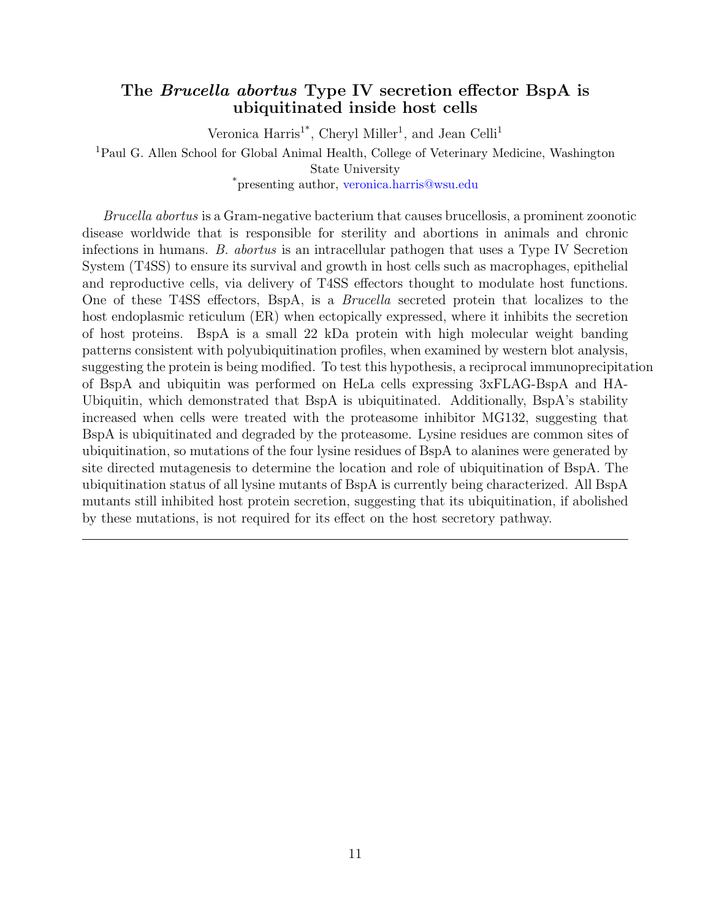# The *Brucella abortus* Type IV secretion effector BspA is ubiquitinated inside host cells

Veronica Harris[1*], Cheryl Miller[1], and Jean Celli[1]

[1]Paul G. Allen School for Global Animal Health, College of Veterinary Medicine, Washington State University

[*]presenting author, veronica.harris@wsu.edu

*Brucella abortus* is a Gram-negative bacterium that causes brucellosis, a prominent zoonotic disease worldwide that is responsible for sterility and abortions in animals and chronic infections in humans. *B. abortus* is an intracellular pathogen that uses a Type IV Secretion System (T4SS) to ensure its survival and growth in host cells such as macrophages, epithelial and reproductive cells, via delivery of T4SS effectors thought to modulate host functions. One of these T4SS effectors, BspA, is a *Brucella* secreted protein that localizes to the host endoplasmic reticulum (ER) when ectopically expressed, where it inhibits the secretion of host proteins. BspA is a small 22 kDa protein with high molecular weight banding patterns consistent with polyubiquitination profiles, when examined by western blot analysis, suggesting the protein is being modified. To test this hypothesis, a reciprocal immunoprecipitation of BspA and ubiquitin was performed on HeLa cells expressing 3xFLAG-BspA and HA-Ubiquitin, which demonstrated that BspA is ubiquitinated. Additionally, BspA's stability increased when cells were treated with the proteasome inhibitor MG132, suggesting that BspA is ubiquitinated and degraded by the proteasome. Lysine residues are common sites of ubiquitination, so mutations of the four lysine residues of BspA to alanines were generated by site directed mutagenesis to determine the location and role of ubiquitination of BspA. The ubiquitination status of all lysine mutants of BspA is currently being characterized. All BspA mutants still inhibited host protein secretion, suggesting that its ubiquitination, if abolished by these mutations, is not required for its effect on the host secretory pathway.

---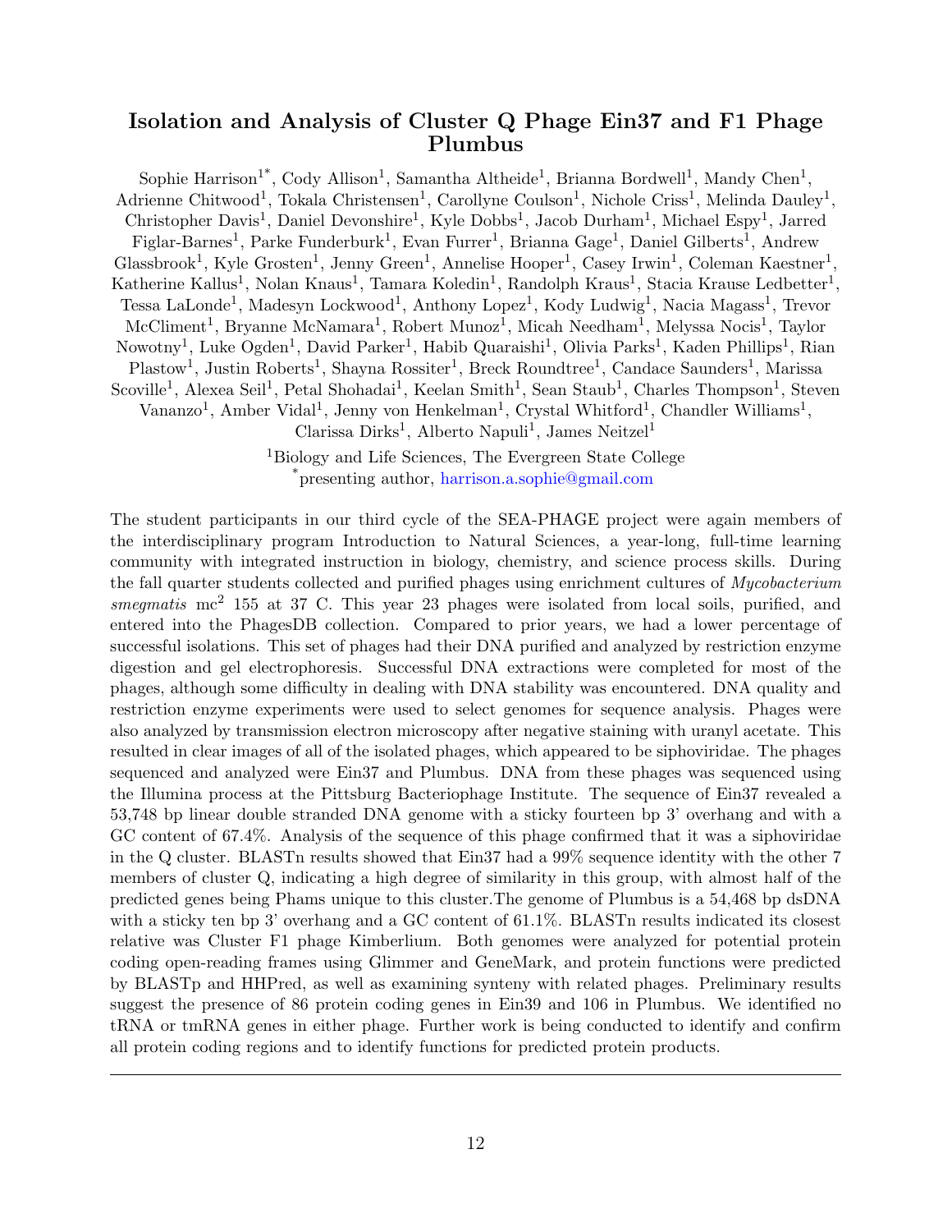## Isolation and Analysis of Cluster Q Phage Ein37 and F1 Phage Plumbus

Sophie Harrison[1*], Cody Allison[1], Samantha Altheide[1], Brianna Bordwell[1], Mandy Chen[1], Adrienne Chitwood[1], Tokala Christensen[1], Carollyne Coulson[1], Nichole Criss[1], Melinda Dauley[1], Christopher Davis[1], Daniel Devonshire[1], Kyle Dobbs[1], Jacob Durham[1], Michael Espy[1], Jarred Figlar-Barnes[1], Parke Funderburk[1], Evan Furrer[1], Brianna Gage[1], Daniel Gilberts[1], Andrew Glassbrook[1], Kyle Grosten[1], Jenny Green[1], Annelise Hooper[1], Casey Irwin[1], Coleman Kaestner[1], Katherine Kallus[1], Nolan Knaus[1], Tamara Koledin[1], Randolph Kraus[1], Stacia Krause Ledbetter[1], Tessa LaLonde[1], Madesyn Lockwood[1], Anthony Lopez[1], Kody Ludwig[1], Nacia Magass[1], Trevor McCliment[1], Bryanne McNamara[1], Robert Munoz[1], Micah Needham[1], Melyssa Nocis[1], Taylor Nowotny[1], Luke Ogden[1], David Parker[1], Habib Quaraishi[1], Olivia Parks[1], Kaden Phillips[1], Rian Plastow[1], Justin Roberts[1], Shayna Rossiter[1], Breck Roundtree[1], Candace Saunders[1], Marissa Scoville[1], Alexea Seil[1], Petal Shohadai[1], Keelan Smith[1], Sean Staub[1], Charles Thompson[1], Steven Vananzo[1], Amber Vidal[1], Jenny von Henkelman[1], Crystal Whitford[1], Chandler Williams[1], Clarissa Dirks[1], Alberto Napuli[1], James Neitzel[1]

[1]Biology and Life Sciences, The Evergreen State College
[*]presenting author, harrison.a.sophie@gmail.com

The student participants in our third cycle of the SEA-PHAGE project were again members of the interdisciplinary program Introduction to Natural Sciences, a year-long, full-time learning community with integrated instruction in biology, chemistry, and science process skills. During the fall quarter students collected and purified phages using enrichment cultures of *Mycobacterium smegmatis* mc$^2$ 155 at 37 C. This year 23 phages were isolated from local soils, purified, and entered into the PhagesDB collection. Compared to prior years, we had a lower percentage of successful isolations. This set of phages had their DNA purified and analyzed by restriction enzyme digestion and gel electrophoresis. Successful DNA extractions were completed for most of the phages, although some difficulty in dealing with DNA stability was encountered. DNA quality and restriction enzyme experiments were used to select genomes for sequence analysis. Phages were also analyzed by transmission electron microscopy after negative staining with uranyl acetate. This resulted in clear images of all of the isolated phages, which appeared to be siphoviridae. The phages sequenced and analyzed were Ein37 and Plumbus. DNA from these phages was sequenced using the Illumina process at the Pittsburg Bacteriophage Institute. The sequence of Ein37 revealed a 53,748 bp linear double stranded DNA genome with a sticky fourteen bp 3' overhang and with a GC content of 67.4%. Analysis of the sequence of this phage confirmed that it was a siphoviridae in the Q cluster. BLASTn results showed that Ein37 had a 99% sequence identity with the other 7 members of cluster Q, indicating a high degree of similarity in this group, with almost half of the predicted genes being Phams unique to this cluster.The genome of Plumbus is a 54,468 bp dsDNA with a sticky ten bp 3' overhang and a GC content of 61.1%. BLASTn results indicated its closest relative was Cluster F1 phage Kimberlium. Both genomes were analyzed for potential protein coding open-reading frames using Glimmer and GeneMark, and protein functions were predicted by BLASTp and HHPred, as well as examining synteny with related phages. Preliminary results suggest the presence of 86 protein coding genes in Ein39 and 106 in Plumbus. We identified no tRNA or tmRNA genes in either phage. Further work is being conducted to identify and confirm all protein coding regions and to identify functions for predicted protein products.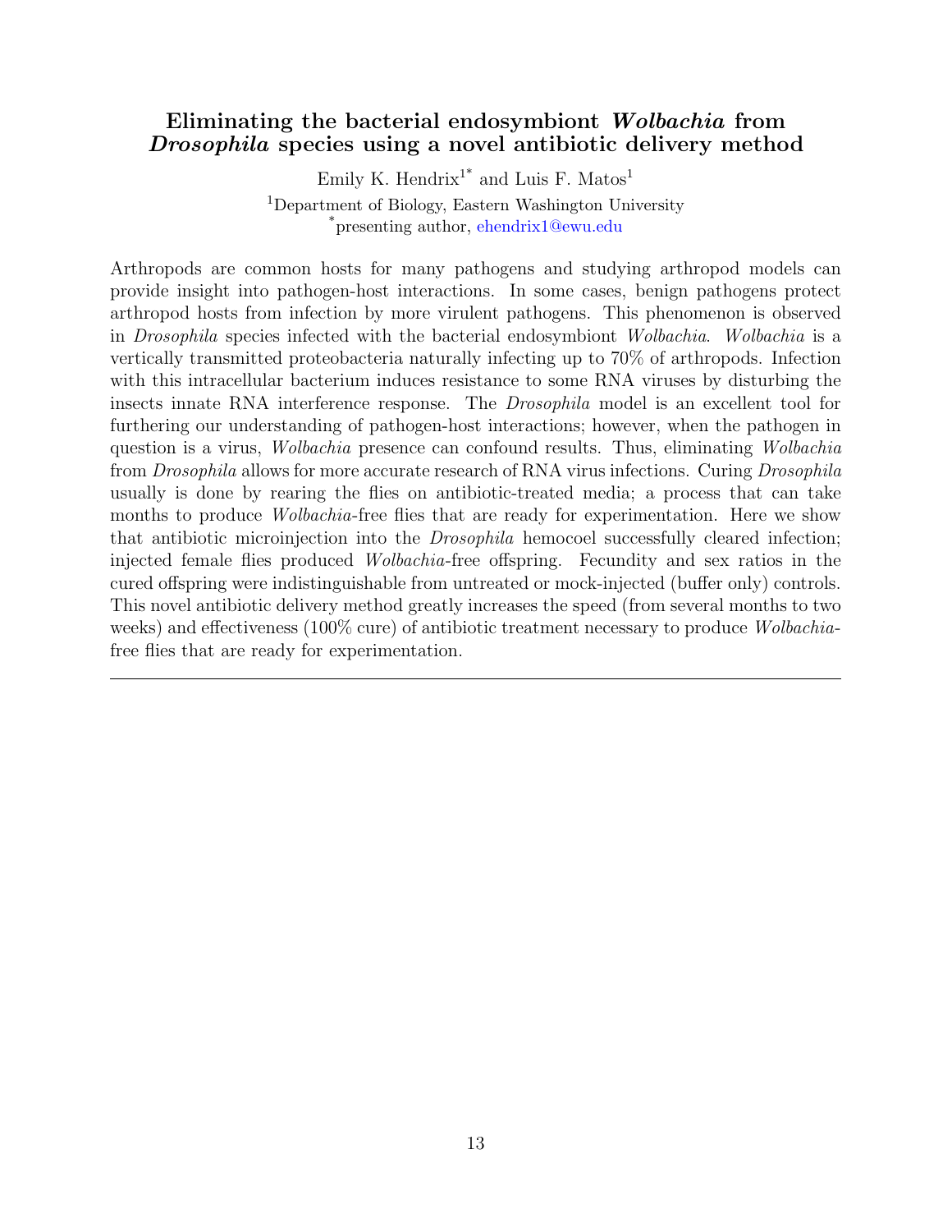## Eliminating the bacterial endosymbiont *Wolbachia* from *Drosophila* species using a novel antibiotic delivery method

Emily K. Hendrix[1*] and Luis F. Matos[1]

[1]Department of Biology, Eastern Washington University
[*]presenting author, ehendrix1@ewu.edu

Arthropods are common hosts for many pathogens and studying arthropod models can provide insight into pathogen-host interactions. In some cases, benign pathogens protect arthropod hosts from infection by more virulent pathogens. This phenomenon is observed in *Drosophila* species infected with the bacterial endosymbiont *Wolbachia*. *Wolbachia* is a vertically transmitted proteobacteria naturally infecting up to 70% of arthropods. Infection with this intracellular bacterium induces resistance to some RNA viruses by disturbing the insects innate RNA interference response. The *Drosophila* model is an excellent tool for furthering our understanding of pathogen-host interactions; however, when the pathogen in question is a virus, *Wolbachia* presence can confound results. Thus, eliminating *Wolbachia* from *Drosophila* allows for more accurate research of RNA virus infections. Curing *Drosophila* usually is done by rearing the flies on antibiotic-treated media; a process that can take months to produce *Wolbachia*-free flies that are ready for experimentation. Here we show that antibiotic microinjection into the *Drosophila* hemocoel successfully cleared infection; injected female flies produced *Wolbachia*-free offspring. Fecundity and sex ratios in the cured offspring were indistinguishable from untreated or mock-injected (buffer only) controls. This novel antibiotic delivery method greatly increases the speed (from several months to two weeks) and effectiveness (100% cure) of antibiotic treatment necessary to produce *Wolbachia*-free flies that are ready for experimentation.

---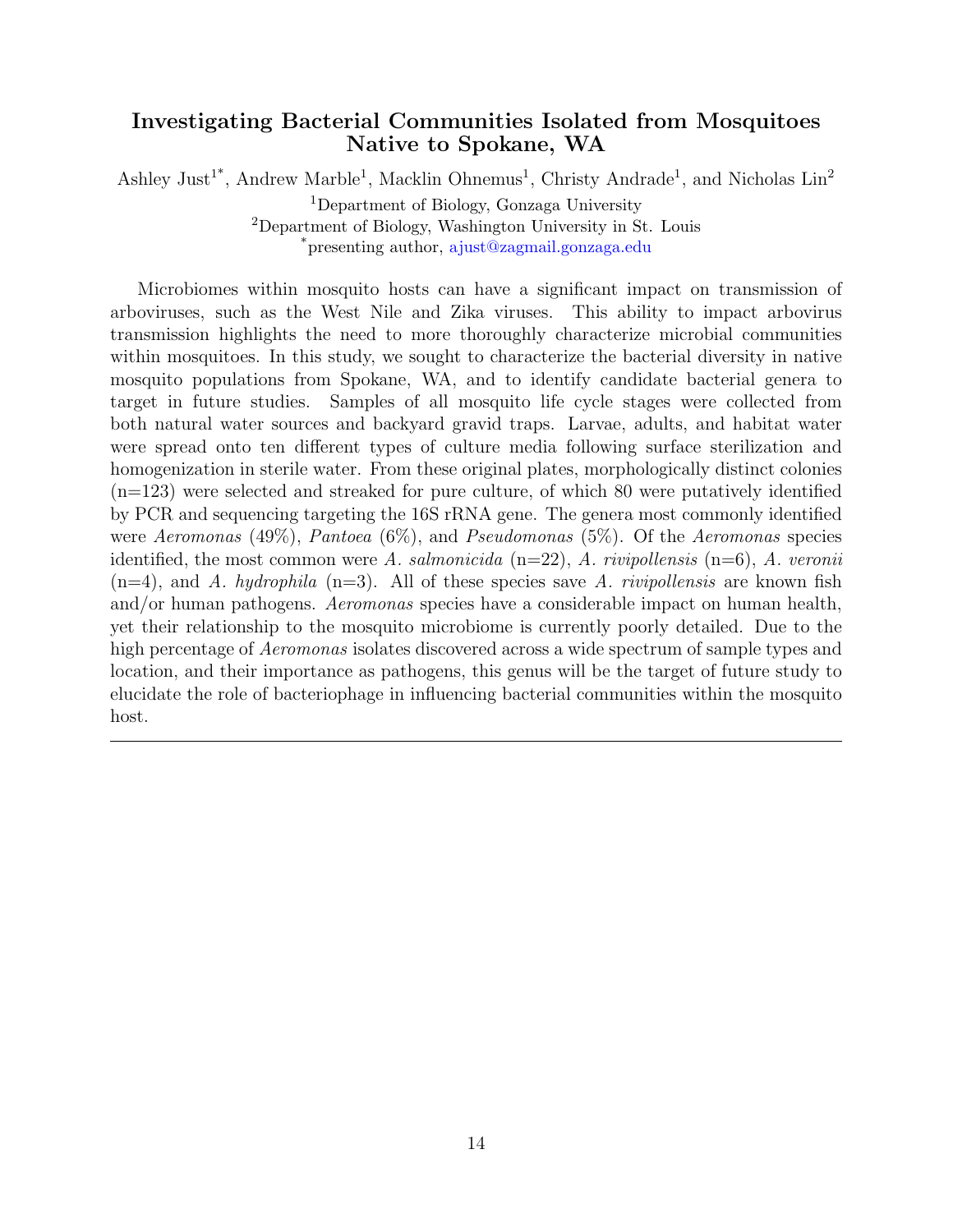## Investigating Bacterial Communities Isolated from Mosquitoes Native to Spokane, WA

Ashley Just[1*], Andrew Marble[1], Macklin Ohnemus[1], Christy Andrade[1], and Nicholas Lin[2]

[1]Department of Biology, Gonzaga University
[2]Department of Biology, Washington University in St. Louis
[*]presenting author, ajust@zagmail.gonzaga.edu

Microbiomes within mosquito hosts can have a significant impact on transmission of arboviruses, such as the West Nile and Zika viruses. This ability to impact arbovirus transmission highlights the need to more thoroughly characterize microbial communities within mosquitoes. In this study, we sought to characterize the bacterial diversity in native mosquito populations from Spokane, WA, and to identify candidate bacterial genera to target in future studies. Samples of all mosquito life cycle stages were collected from both natural water sources and backyard gravid traps. Larvae, adults, and habitat water were spread onto ten different types of culture media following surface sterilization and homogenization in sterile water. From these original plates, morphologically distinct colonies (n=123) were selected and streaked for pure culture, of which 80 were putatively identified by PCR and sequencing targeting the 16S rRNA gene. The genera most commonly identified were *Aeromonas* (49%), *Pantoea* (6%), and *Pseudomonas* (5%). Of the *Aeromonas* species identified, the most common were *A. salmonicida* (n=22), *A. rivipollensis* (n=6), *A. veronii* (n=4), and *A. hydrophila* (n=3). All of these species save *A. rivipollensis* are known fish and/or human pathogens. *Aeromonas* species have a considerable impact on human health, yet their relationship to the mosquito microbiome is currently poorly detailed. Due to the high percentage of *Aeromonas* isolates discovered across a wide spectrum of sample types and location, and their importance as pathogens, this genus will be the target of future study to elucidate the role of bacteriophage in influencing bacterial communities within the mosquito host.

---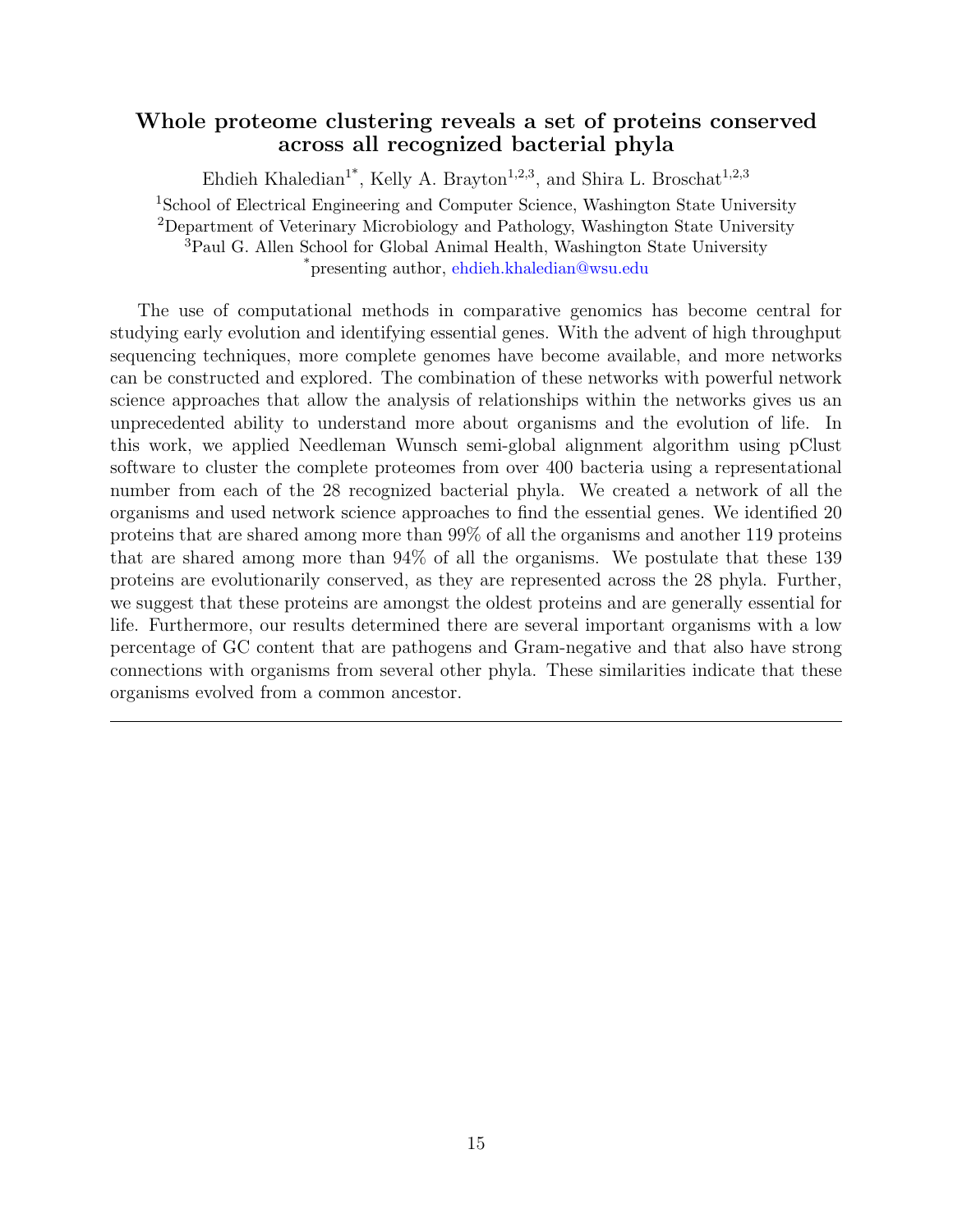## Whole proteome clustering reveals a set of proteins conserved across all recognized bacterial phyla

Ehdieh Khaledian[1*], Kelly A. Brayton[1,2,3], and Shira L. Broschat[1,2,3]

[1]School of Electrical Engineering and Computer Science, Washington State University
[2]Department of Veterinary Microbiology and Pathology, Washington State University
[3]Paul G. Allen School for Global Animal Health, Washington State University
[*]presenting author, ehdieh.khaledian@wsu.edu

The use of computational methods in comparative genomics has become central for studying early evolution and identifying essential genes. With the advent of high throughput sequencing techniques, more complete genomes have become available, and more networks can be constructed and explored. The combination of these networks with powerful network science approaches that allow the analysis of relationships within the networks gives us an unprecedented ability to understand more about organisms and the evolution of life. In this work, we applied Needleman Wunsch semi-global alignment algorithm using pClust software to cluster the complete proteomes from over 400 bacteria using a representational number from each of the 28 recognized bacterial phyla. We created a network of all the organisms and used network science approaches to find the essential genes. We identified 20 proteins that are shared among more than 99% of all the organisms and another 119 proteins that are shared among more than 94% of all the organisms. We postulate that these 139 proteins are evolutionarily conserved, as they are represented across the 28 phyla. Further, we suggest that these proteins are amongst the oldest proteins and are generally essential for life. Furthermore, our results determined there are several important organisms with a low percentage of GC content that are pathogens and Gram-negative and that also have strong connections with organisms from several other phyla. These similarities indicate that these organisms evolved from a common ancestor.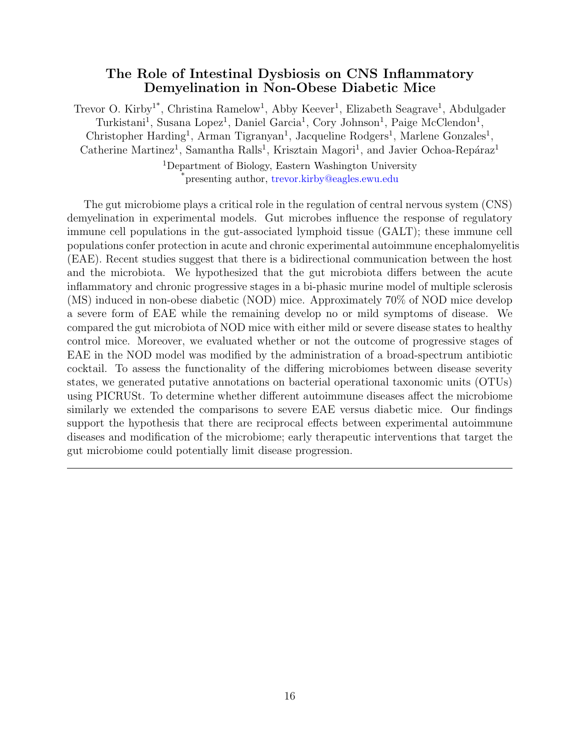## The Role of Intestinal Dysbiosis on CNS Inflammatory Demyelination in Non-Obese Diabetic Mice

Trevor O. Kirby[1*], Christina Ramelow[1], Abby Keever[1], Elizabeth Seagrave[1], Abdulgader Turkistani[1], Susana Lopez[1], Daniel Garcia[1], Cory Johnson[1], Paige McClendon[1], Christopher Harding[1], Arman Tigranyan[1], Jacqueline Rodgers[1], Marlene Gonzales[1], Catherine Martinez[1], Samantha Ralls[1], Krisztain Magori[1], and Javier Ochoa-Repáraz[1]

[1]Department of Biology, Eastern Washington University
[*]presenting author, trevor.kirby@eagles.ewu.edu

The gut microbiome plays a critical role in the regulation of central nervous system (CNS) demyelination in experimental models. Gut microbes influence the response of regulatory immune cell populations in the gut-associated lymphoid tissue (GALT); these immune cell populations confer protection in acute and chronic experimental autoimmune encephalomyelitis (EAE). Recent studies suggest that there is a bidirectional communication between the host and the microbiota. We hypothesized that the gut microbiota differs between the acute inflammatory and chronic progressive stages in a bi-phasic murine model of multiple sclerosis (MS) induced in non-obese diabetic (NOD) mice. Approximately 70% of NOD mice develop a severe form of EAE while the remaining develop no or mild symptoms of disease. We compared the gut microbiota of NOD mice with either mild or severe disease states to healthy control mice. Moreover, we evaluated whether or not the outcome of progressive stages of EAE in the NOD model was modified by the administration of a broad-spectrum antibiotic cocktail. To assess the functionality of the differing microbiomes between disease severity states, we generated putative annotations on bacterial operational taxonomic units (OTUs) using PICRUSt. To determine whether different autoimmune diseases affect the microbiome similarly we extended the comparisons to severe EAE versus diabetic mice. Our findings support the hypothesis that there are reciprocal effects between experimental autoimmune diseases and modification of the microbiome; early therapeutic interventions that target the gut microbiome could potentially limit disease progression.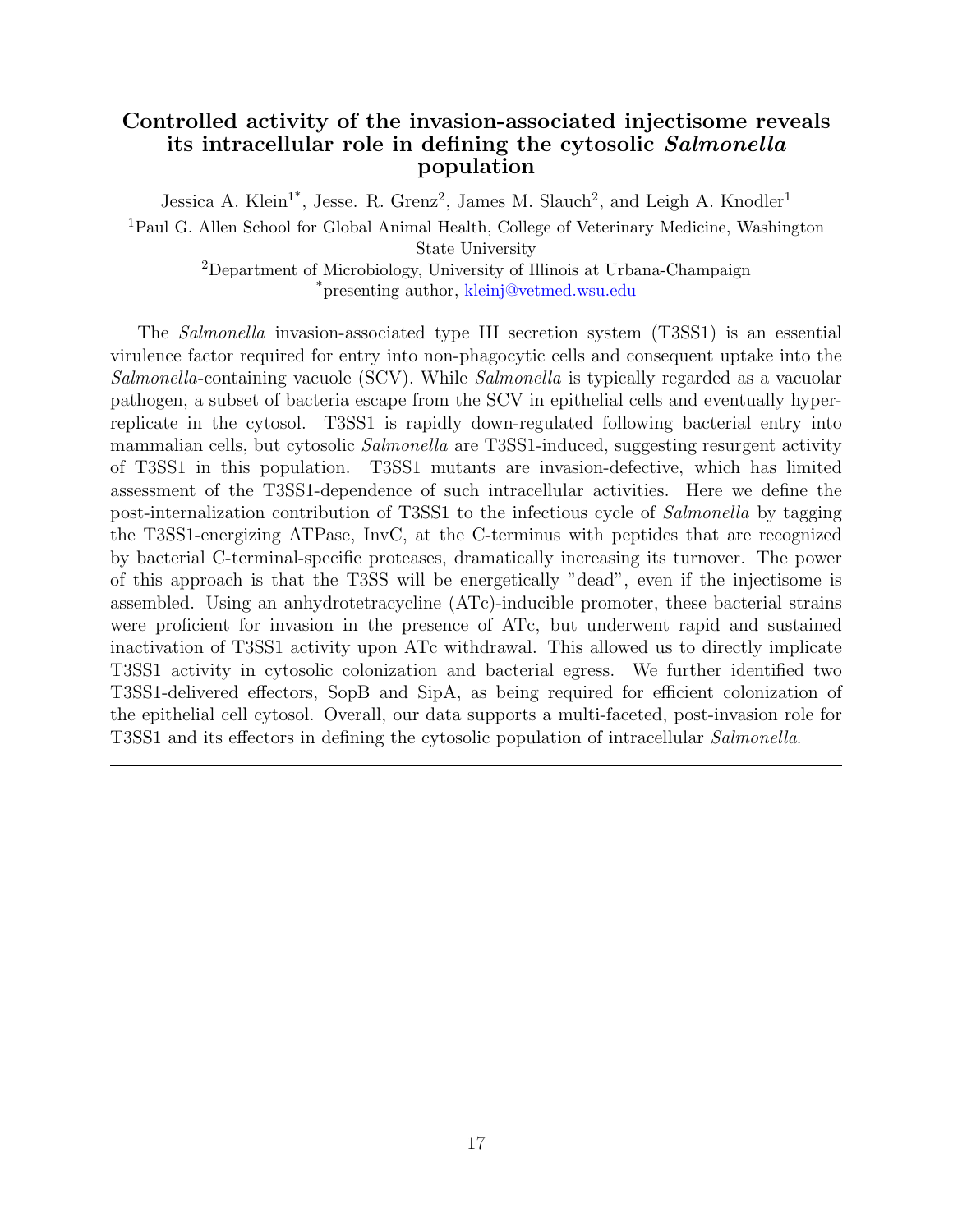## Controlled activity of the invasion-associated injectisome reveals its intracellular role in defining the cytosolic *Salmonella* population

Jessica A. Klein[1*], Jesse. R. Grenz[2], James M. Slauch[2], and Leigh A. Knodler[1]

[1]Paul G. Allen School for Global Animal Health, College of Veterinary Medicine, Washington State University

[2]Department of Microbiology, University of Illinois at Urbana-Champaign

[*]presenting author, kleinj@vetmed.wsu.edu

The *Salmonella* invasion-associated type III secretion system (T3SS1) is an essential virulence factor required for entry into non-phagocytic cells and consequent uptake into the *Salmonella*-containing vacuole (SCV). While *Salmonella* is typically regarded as a vacuolar pathogen, a subset of bacteria escape from the SCV in epithelial cells and eventually hyper-replicate in the cytosol. T3SS1 is rapidly down-regulated following bacterial entry into mammalian cells, but cytosolic *Salmonella* are T3SS1-induced, suggesting resurgent activity of T3SS1 in this population. T3SS1 mutants are invasion-defective, which has limited assessment of the T3SS1-dependence of such intracellular activities. Here we define the post-internalization contribution of T3SS1 to the infectious cycle of *Salmonella* by tagging the T3SS1-energizing ATPase, InvC, at the C-terminus with peptides that are recognized by bacterial C-terminal-specific proteases, dramatically increasing its turnover. The power of this approach is that the T3SS will be energetically "dead", even if the injectisome is assembled. Using an anhydrotetracycline (ATc)-inducible promoter, these bacterial strains were proficient for invasion in the presence of ATc, but underwent rapid and sustained inactivation of T3SS1 activity upon ATc withdrawal. This allowed us to directly implicate T3SS1 activity in cytosolic colonization and bacterial egress. We further identified two T3SS1-delivered effectors, SopB and SipA, as being required for efficient colonization of the epithelial cell cytosol. Overall, our data supports a multi-faceted, post-invasion role for T3SS1 and its effectors in defining the cytosolic population of intracellular *Salmonella*.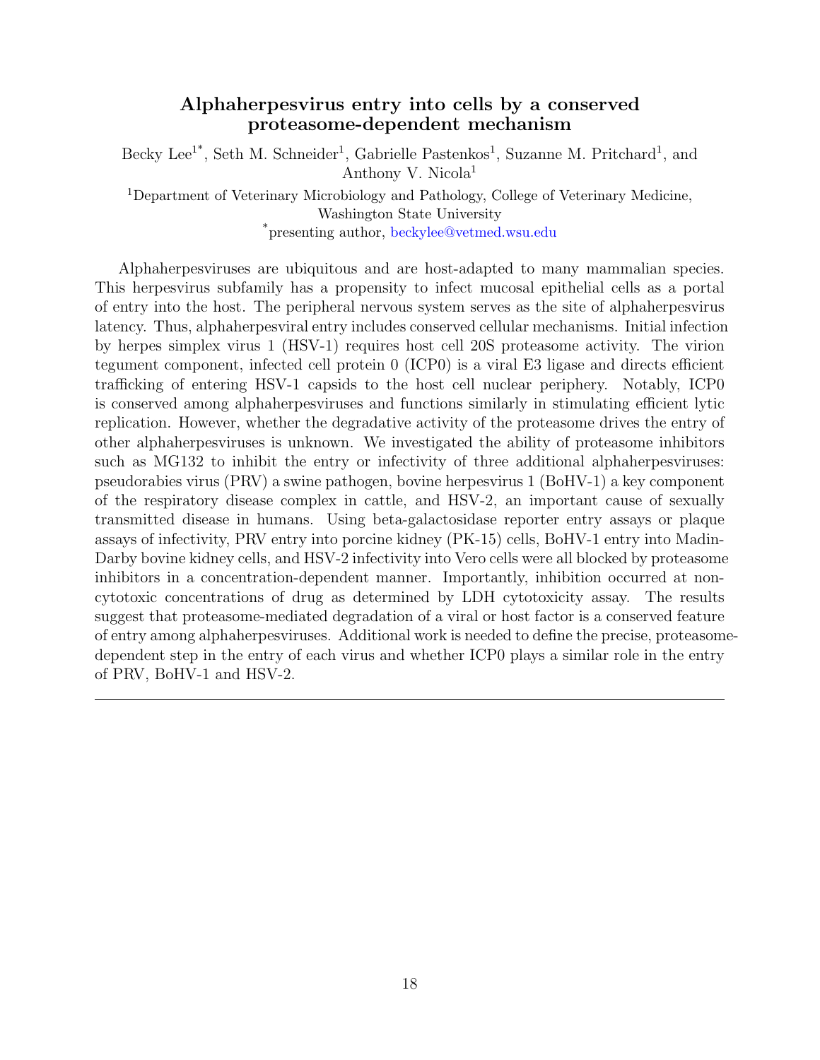## Alphaherpesvirus entry into cells by a conserved proteasome-dependent mechanism

Becky Lee[1*], Seth M. Schneider[1], Gabrielle Pastenkos[1], Suzanne M. Pritchard[1], and Anthony V. Nicola[1]

[1]Department of Veterinary Microbiology and Pathology, College of Veterinary Medicine, Washington State University

[*]presenting author, beckylee@vetmed.wsu.edu

Alphaherpesviruses are ubiquitous and are host-adapted to many mammalian species. This herpesvirus subfamily has a propensity to infect mucosal epithelial cells as a portal of entry into the host. The peripheral nervous system serves as the site of alphaherpesvirus latency. Thus, alphaherpesviral entry includes conserved cellular mechanisms. Initial infection by herpes simplex virus 1 (HSV-1) requires host cell 20S proteasome activity. The virion tegument component, infected cell protein 0 (ICP0) is a viral E3 ligase and directs efficient trafficking of entering HSV-1 capsids to the host cell nuclear periphery. Notably, ICP0 is conserved among alphaherpesviruses and functions similarly in stimulating efficient lytic replication. However, whether the degradative activity of the proteasome drives the entry of other alphaherpesviruses is unknown. We investigated the ability of proteasome inhibitors such as MG132 to inhibit the entry or infectivity of three additional alphaherpesviruses: pseudorabies virus (PRV) a swine pathogen, bovine herpesvirus 1 (BoHV-1) a key component of the respiratory disease complex in cattle, and HSV-2, an important cause of sexually transmitted disease in humans. Using beta-galactosidase reporter entry assays or plaque assays of infectivity, PRV entry into porcine kidney (PK-15) cells, BoHV-1 entry into Madin-Darby bovine kidney cells, and HSV-2 infectivity into Vero cells were all blocked by proteasome inhibitors in a concentration-dependent manner. Importantly, inhibition occurred at non-cytotoxic concentrations of drug as determined by LDH cytotoxicity assay. The results suggest that proteasome-mediated degradation of a viral or host factor is a conserved feature of entry among alphaherpesviruses. Additional work is needed to define the precise, proteasome-dependent step in the entry of each virus and whether ICP0 plays a similar role in the entry of PRV, BoHV-1 and HSV-2.

---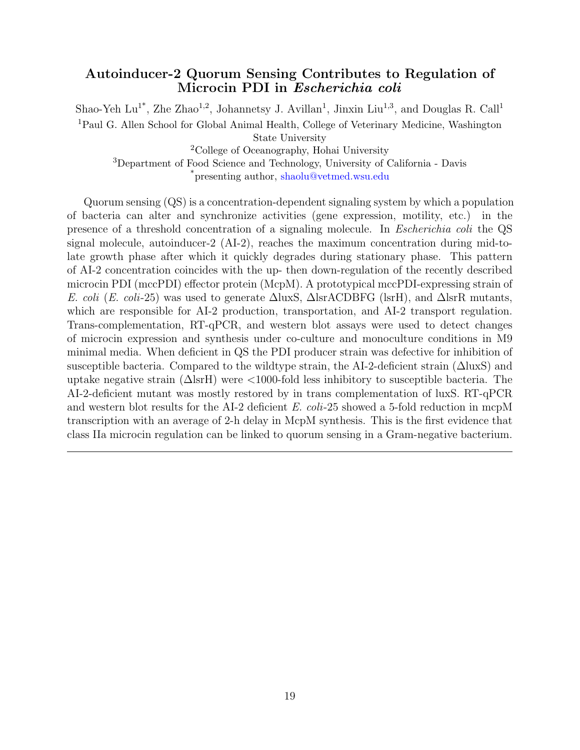## Autoinducer-2 Quorum Sensing Contributes to Regulation of Microcin PDI in *Escherichia coli*

Shao-Yeh Lu[1*], Zhe Zhao[1,2], Johannetsy J. Avillan[1], Jinxin Liu[1,3], and Douglas R. Call[1]

[1]Paul G. Allen School for Global Animal Health, College of Veterinary Medicine, Washington State University

[2]College of Oceanography, Hohai University

[3]Department of Food Science and Technology, University of California - Davis

[*]presenting author, shaolu@vetmed.wsu.edu

Quorum sensing (QS) is a concentration-dependent signaling system by which a population of bacteria can alter and synchronize activities (gene expression, motility, etc.) in the presence of a threshold concentration of a signaling molecule. In *Escherichia coli* the QS signal molecule, autoinducer-2 (AI-2), reaches the maximum concentration during mid-to-late growth phase after which it quickly degrades during stationary phase. This pattern of AI-2 concentration coincides with the up- then down-regulation of the recently described microcin PDI (mccPDI) effector protein (McpM). A prototypical mccPDI-expressing strain of *E. coli* (*E. coli*-25) was used to generate ΔluxS, ΔlsrACDBFG (lsrH), and ΔlsrR mutants, which are responsible for AI-2 production, transportation, and AI-2 transport regulation. Trans-complementation, RT-qPCR, and western blot assays were used to detect changes of microcin expression and synthesis under co-culture and monoculture conditions in M9 minimal media. When deficient in QS the PDI producer strain was defective for inhibition of susceptible bacteria. Compared to the wildtype strain, the AI-2-deficient strain (ΔluxS) and uptake negative strain (ΔlsrH) were <1000-fold less inhibitory to susceptible bacteria. The AI-2-deficient mutant was mostly restored by in trans complementation of luxS. RT-qPCR and western blot results for the AI-2 deficient *E. coli*-25 showed a 5-fold reduction in mcpM transcription with an average of 2-h delay in McpM synthesis. This is the first evidence that class IIa microcin regulation can be linked to quorum sensing in a Gram-negative bacterium.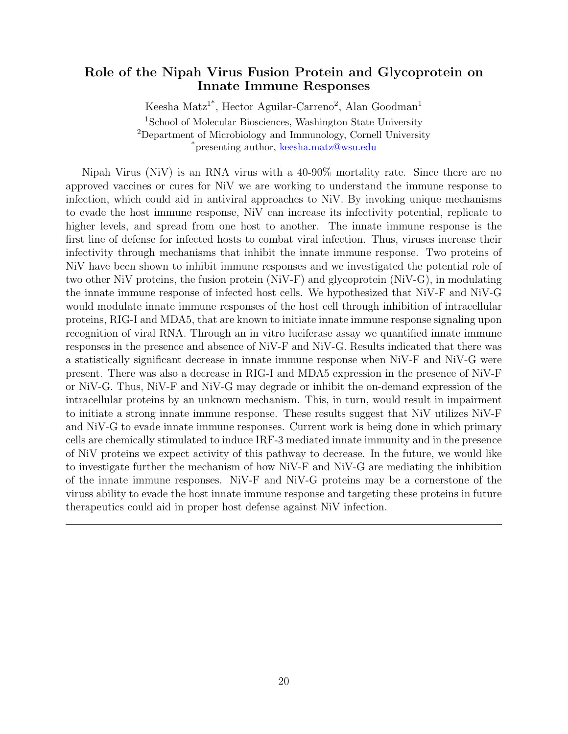### Role of the Nipah Virus Fusion Protein and Glycoprotein on Innate Immune Responses

Keesha Matz[1*], Hector Aguilar-Carreno[2], Alan Goodman[1]

[1]School of Molecular Biosciences, Washington State University

[2]Department of Microbiology and Immunology, Cornell University

[*]presenting author, keesha.matz@wsu.edu

Nipah Virus (NiV) is an RNA virus with a 40-90% mortality rate. Since there are no approved vaccines or cures for NiV we are working to understand the immune response to infection, which could aid in antiviral approaches to NiV. By invoking unique mechanisms to evade the host immune response, NiV can increase its infectivity potential, replicate to higher levels, and spread from one host to another. The innate immune response is the first line of defense for infected hosts to combat viral infection. Thus, viruses increase their infectivity through mechanisms that inhibit the innate immune response. Two proteins of NiV have been shown to inhibit immune responses and we investigated the potential role of two other NiV proteins, the fusion protein (NiV-F) and glycoprotein (NiV-G), in modulating the innate immune response of infected host cells. We hypothesized that NiV-F and NiV-G would modulate innate immune responses of the host cell through inhibition of intracellular proteins, RIG-I and MDA5, that are known to initiate innate immune response signaling upon recognition of viral RNA. Through an in vitro luciferase assay we quantified innate immune responses in the presence and absence of NiV-F and NiV-G. Results indicated that there was a statistically significant decrease in innate immune response when NiV-F and NiV-G were present. There was also a decrease in RIG-I and MDA5 expression in the presence of NiV-F or NiV-G. Thus, NiV-F and NiV-G may degrade or inhibit the on-demand expression of the intracellular proteins by an unknown mechanism. This, in turn, would result in impairment to initiate a strong innate immune response. These results suggest that NiV utilizes NiV-F and NiV-G to evade innate immune responses. Current work is being done in which primary cells are chemically stimulated to induce IRF-3 mediated innate immunity and in the presence of NiV proteins we expect activity of this pathway to decrease. In the future, we would like to investigate further the mechanism of how NiV-F and NiV-G are mediating the inhibition of the innate immune responses. NiV-F and NiV-G proteins may be a cornerstone of the viruss ability to evade the host innate immune response and targeting these proteins in future therapeutics could aid in proper host defense against NiV infection.

---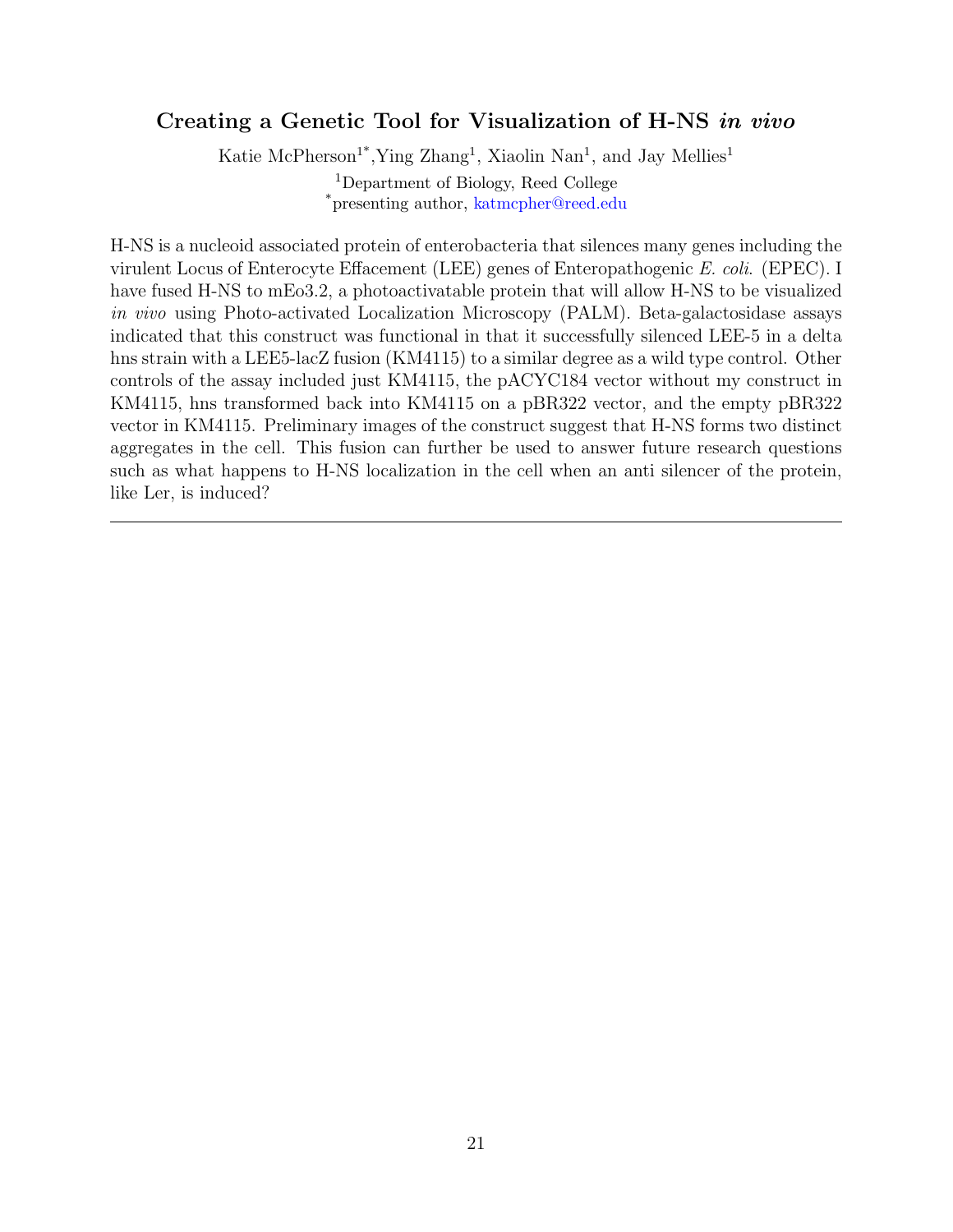## Creating a Genetic Tool for Visualization of H-NS *in vivo*

Katie McPherson[1*], Ying Zhang[1], Xiaolin Nan[1], and Jay Mellies[1]

[1]Department of Biology, Reed College

[*]presenting author, katmcpher@reed.edu

H-NS is a nucleoid associated protein of enterobacteria that silences many genes including the virulent Locus of Enterocyte Effacement (LEE) genes of Enteropathogenic *E. coli.* (EPEC). I have fused H-NS to mEo3.2, a photoactivatable protein that will allow H-NS to be visualized *in vivo* using Photo-activated Localization Microscopy (PALM). Beta-galactosidase assays indicated that this construct was functional in that it successfully silenced LEE-5 in a delta hns strain with a LEE5-lacZ fusion (KM4115) to a similar degree as a wild type control. Other controls of the assay included just KM4115, the pACYC184 vector without my construct in KM4115, hns transformed back into KM4115 on a pBR322 vector, and the empty pBR322 vector in KM4115. Preliminary images of the construct suggest that H-NS forms two distinct aggregates in the cell. This fusion can further be used to answer future research questions such as what happens to H-NS localization in the cell when an anti silencer of the protein, like Ler, is induced?

---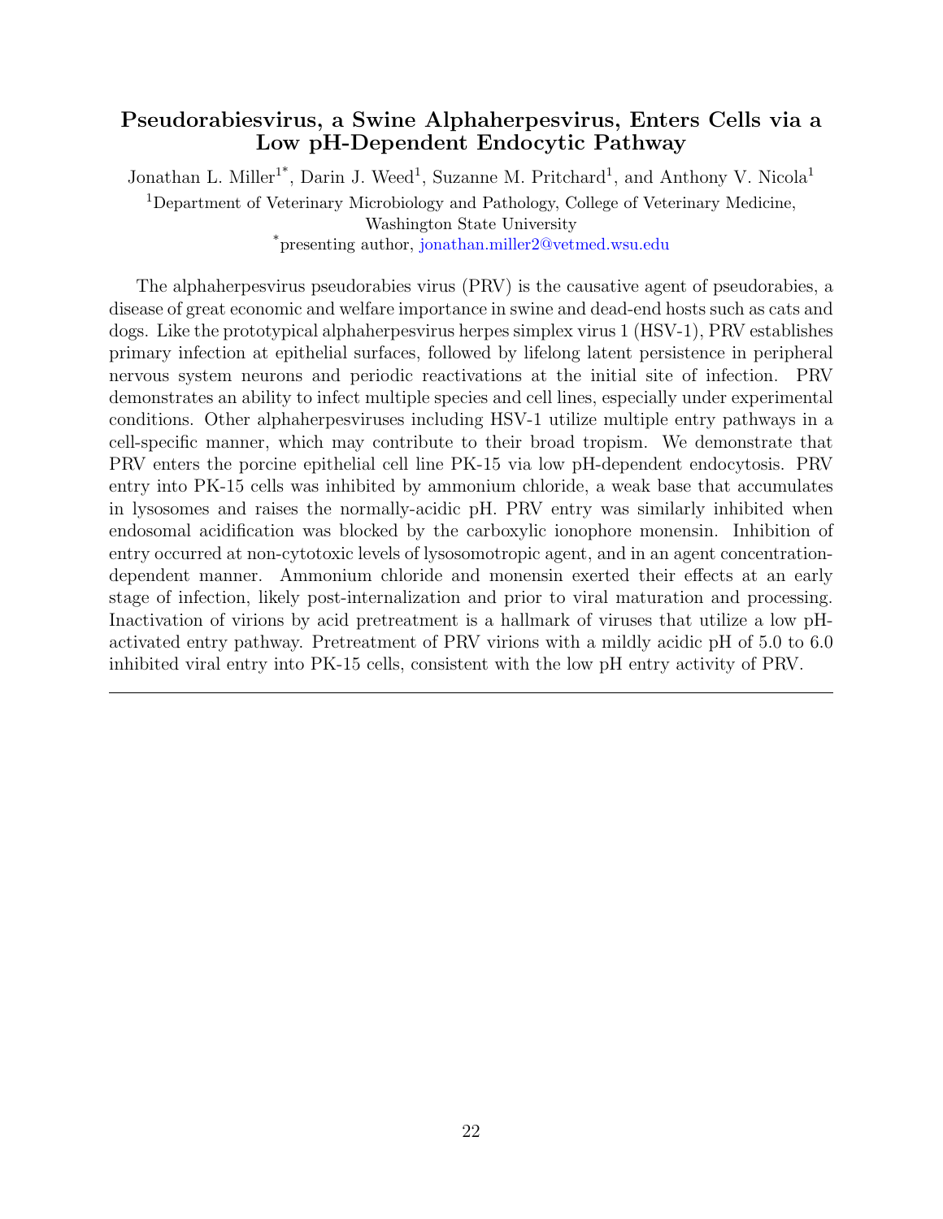# Pseudorabiesvirus, a Swine Alphaherpesvirus, Enters Cells via a Low pH-Dependent Endocytic Pathway

Jonathan L. Miller[1*], Darin J. Weed[1], Suzanne M. Pritchard[1], and Anthony V. Nicola[1]

[1]Department of Veterinary Microbiology and Pathology, College of Veterinary Medicine, Washington State University

[*]presenting author, jonathan.miller2@vetmed.wsu.edu

The alphaherpesvirus pseudorabies virus (PRV) is the causative agent of pseudorabies, a disease of great economic and welfare importance in swine and dead-end hosts such as cats and dogs. Like the prototypical alphaherpesvirus herpes simplex virus 1 (HSV-1), PRV establishes primary infection at epithelial surfaces, followed by lifelong latent persistence in peripheral nervous system neurons and periodic reactivations at the initial site of infection. PRV demonstrates an ability to infect multiple species and cell lines, especially under experimental conditions. Other alphaherpesviruses including HSV-1 utilize multiple entry pathways in a cell-specific manner, which may contribute to their broad tropism. We demonstrate that PRV enters the porcine epithelial cell line PK-15 via low pH-dependent endocytosis. PRV entry into PK-15 cells was inhibited by ammonium chloride, a weak base that accumulates in lysosomes and raises the normally-acidic pH. PRV entry was similarly inhibited when endosomal acidification was blocked by the carboxylic ionophore monensin. Inhibition of entry occurred at non-cytotoxic levels of lysosomotropic agent, and in an agent concentration-dependent manner. Ammonium chloride and monensin exerted their effects at an early stage of infection, likely post-internalization and prior to viral maturation and processing. Inactivation of virions by acid pretreatment is a hallmark of viruses that utilize a low pH-activated entry pathway. Pretreatment of PRV virions with a mildly acidic pH of 5.0 to 6.0 inhibited viral entry into PK-15 cells, consistent with the low pH entry activity of PRV.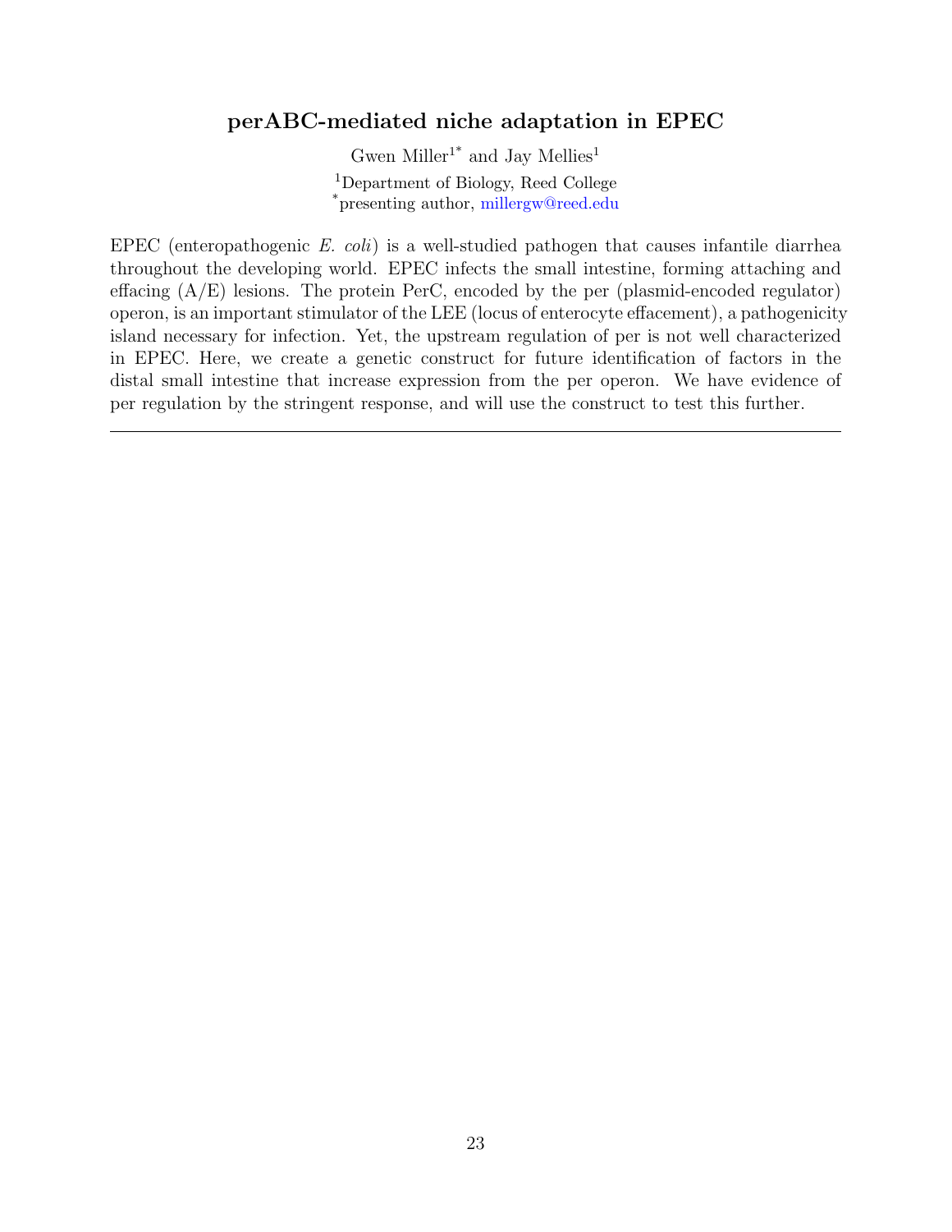## perABC-mediated niche adaptation in EPEC

Gwen Miller[1*] and Jay Mellies[1]

[1]Department of Biology, Reed College

[*]presenting author, millergw@reed.edu

EPEC (enteropathogenic *E. coli*) is a well-studied pathogen that causes infantile diarrhea throughout the developing world. EPEC infects the small intestine, forming attaching and effacing (A/E) lesions. The protein PerC, encoded by the per (plasmid-encoded regulator) operon, is an important stimulator of the LEE (locus of enterocyte effacement), a pathogenicity island necessary for infection. Yet, the upstream regulation of per is not well characterized in EPEC. Here, we create a genetic construct for future identification of factors in the distal small intestine that increase expression from the per operon. We have evidence of per regulation by the stringent response, and will use the construct to test this further.

---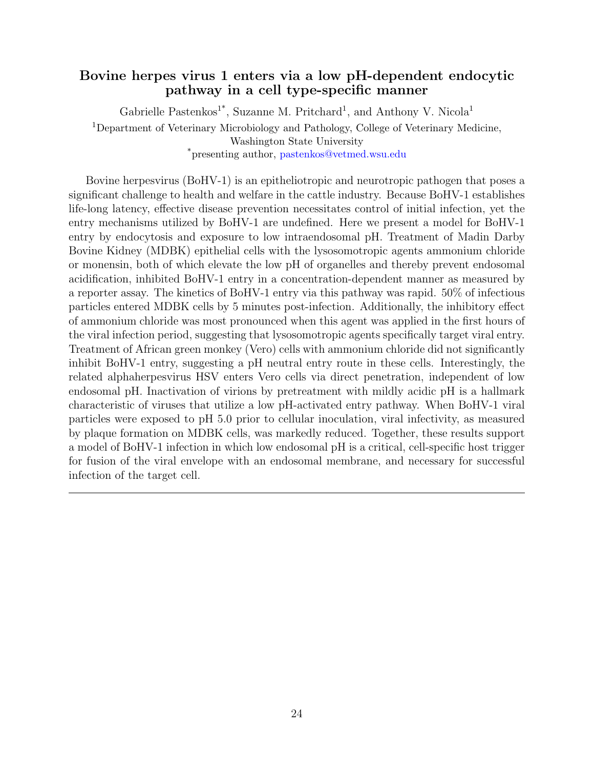## Bovine herpes virus 1 enters via a low pH-dependent endocytic pathway in a cell type-specific manner

Gabrielle Pastenkos[1*], Suzanne M. Pritchard[1], and Anthony V. Nicola[1]

[1]Department of Veterinary Microbiology and Pathology, College of Veterinary Medicine, Washington State University

[*]presenting author, pastenkos@vetmed.wsu.edu

Bovine herpesvirus (BoHV-1) is an epitheliotropic and neurotropic pathogen that poses a significant challenge to health and welfare in the cattle industry. Because BoHV-1 establishes life-long latency, effective disease prevention necessitates control of initial infection, yet the entry mechanisms utilized by BoHV-1 are undefined. Here we present a model for BoHV-1 entry by endocytosis and exposure to low intraendosomal pH. Treatment of Madin Darby Bovine Kidney (MDBK) epithelial cells with the lysosomotropic agents ammonium chloride or monensin, both of which elevate the low pH of organelles and thereby prevent endosomal acidification, inhibited BoHV-1 entry in a concentration-dependent manner as measured by a reporter assay. The kinetics of BoHV-1 entry via this pathway was rapid. 50% of infectious particles entered MDBK cells by 5 minutes post-infection. Additionally, the inhibitory effect of ammonium chloride was most pronounced when this agent was applied in the first hours of the viral infection period, suggesting that lysosomotropic agents specifically target viral entry. Treatment of African green monkey (Vero) cells with ammonium chloride did not significantly inhibit BoHV-1 entry, suggesting a pH neutral entry route in these cells. Interestingly, the related alphaherpesvirus HSV enters Vero cells via direct penetration, independent of low endosomal pH. Inactivation of virions by pretreatment with mildly acidic pH is a hallmark characteristic of viruses that utilize a low pH-activated entry pathway. When BoHV-1 viral particles were exposed to pH 5.0 prior to cellular inoculation, viral infectivity, as measured by plaque formation on MDBK cells, was markedly reduced. Together, these results support a model of BoHV-1 infection in which low endosomal pH is a critical, cell-specific host trigger for fusion of the viral envelope with an endosomal membrane, and necessary for successful infection of the target cell.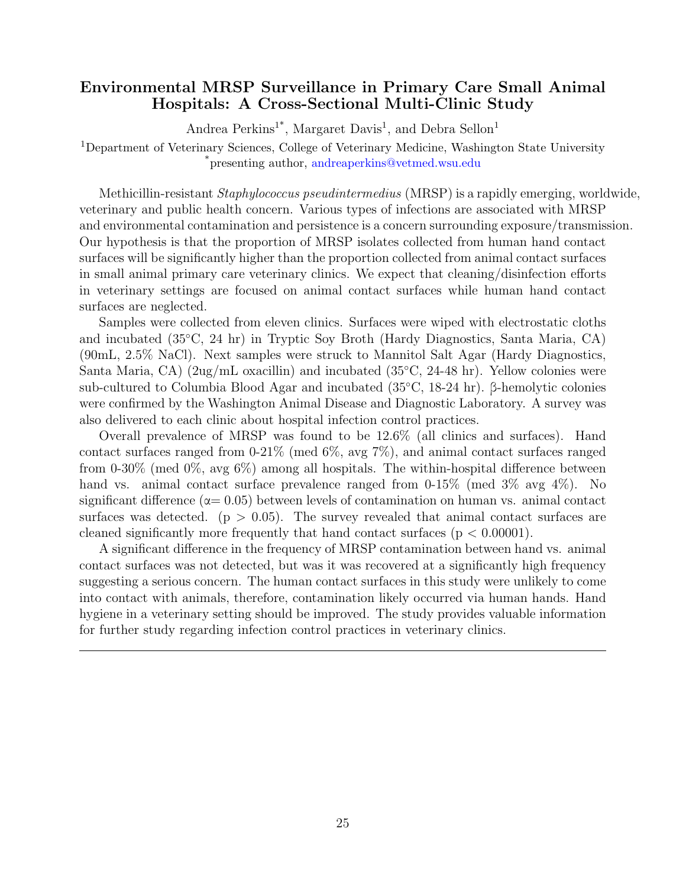## Environmental MRSP Surveillance in Primary Care Small Animal Hospitals: A Cross-Sectional Multi-Clinic Study

Andrea Perkins[1*], Margaret Davis[1], and Debra Sellon[1]

[1]Department of Veterinary Sciences, College of Veterinary Medicine, Washington State University
[*]presenting author, andreaperkins@vetmed.wsu.edu

Methicillin-resistant *Staphylococcus pseudintermedius* (MRSP) is a rapidly emerging, worldwide, veterinary and public health concern. Various types of infections are associated with MRSP and environmental contamination and persistence is a concern surrounding exposure/transmission. Our hypothesis is that the proportion of MRSP isolates collected from human hand contact surfaces will be significantly higher than the proportion collected from animal contact surfaces in small animal primary care veterinary clinics. We expect that cleaning/disinfection efforts in veterinary settings are focused on animal contact surfaces while human hand contact surfaces are neglected.

Samples were collected from eleven clinics. Surfaces were wiped with electrostatic cloths and incubated (35°C, 24 hr) in Tryptic Soy Broth (Hardy Diagnostics, Santa Maria, CA) (90mL, 2.5% NaCl). Next samples were struck to Mannitol Salt Agar (Hardy Diagnostics, Santa Maria, CA) (2ug/mL oxacillin) and incubated (35°C, 24-48 hr). Yellow colonies were sub-cultured to Columbia Blood Agar and incubated (35°C, 18-24 hr). β-hemolytic colonies were confirmed by the Washington Animal Disease and Diagnostic Laboratory. A survey was also delivered to each clinic about hospital infection control practices.

Overall prevalence of MRSP was found to be 12.6% (all clinics and surfaces). Hand contact surfaces ranged from 0-21% (med 6%, avg 7%), and animal contact surfaces ranged from 0-30% (med 0%, avg 6%) among all hospitals. The within-hospital difference between hand vs. animal contact surface prevalence ranged from 0-15% (med 3% avg 4%). No significant difference ($\alpha = 0.05$) between levels of contamination on human vs. animal contact surfaces was detected. ($p > 0.05$). The survey revealed that animal contact surfaces are cleaned significantly more frequently that hand contact surfaces ($p < 0.00001$).

A significant difference in the frequency of MRSP contamination between hand vs. animal contact surfaces was not detected, but was it was recovered at a significantly high frequency suggesting a serious concern. The human contact surfaces in this study were unlikely to come into contact with animals, therefore, contamination likely occurred via human hands. Hand hygiene in a veterinary setting should be improved. The study provides valuable information for further study regarding infection control practices in veterinary clinics.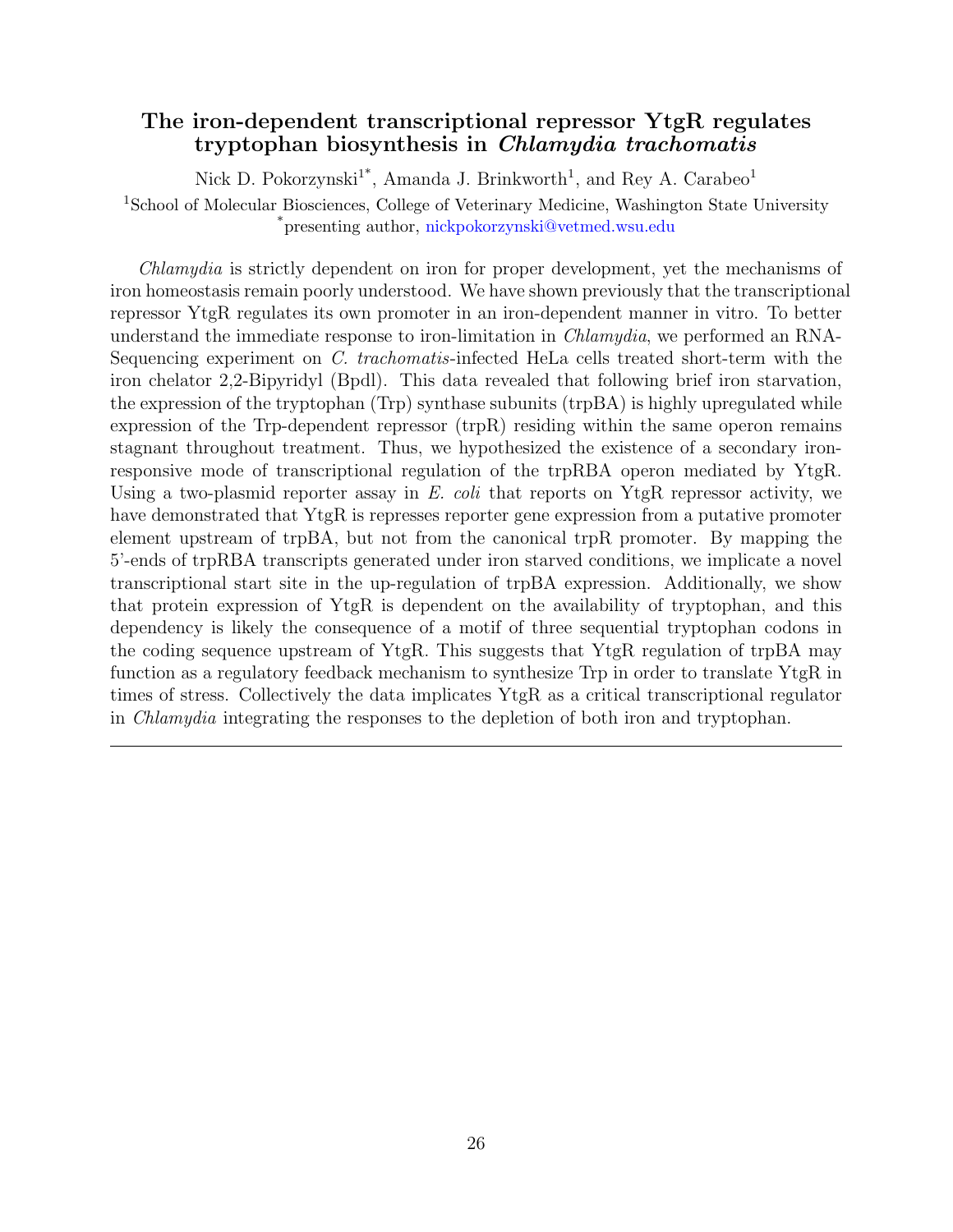## The iron-dependent transcriptional repressor YtgR regulates tryptophan biosynthesis in *Chlamydia trachomatis*

Nick D. Pokorzynski[1*], Amanda J. Brinkworth[1], and Rey A. Carabeo[1]

[1]School of Molecular Biosciences, College of Veterinary Medicine, Washington State University
[*]presenting author, nickpokorzynski@vetmed.wsu.edu

*Chlamydia* is strictly dependent on iron for proper development, yet the mechanisms of iron homeostasis remain poorly understood. We have shown previously that the transcriptional repressor YtgR regulates its own promoter in an iron-dependent manner in vitro. To better understand the immediate response to iron-limitation in *Chlamydia*, we performed an RNA-Sequencing experiment on *C. trachomatis*-infected HeLa cells treated short-term with the iron chelator 2,2-Bipyridyl (Bpdl). This data revealed that following brief iron starvation, the expression of the tryptophan (Trp) synthase subunits (trpBA) is highly upregulated while expression of the Trp-dependent repressor (trpR) residing within the same operon remains stagnant throughout treatment. Thus, we hypothesized the existence of a secondary iron-responsive mode of transcriptional regulation of the trpRBA operon mediated by YtgR. Using a two-plasmid reporter assay in *E. coli* that reports on YtgR repressor activity, we have demonstrated that YtgR is represses reporter gene expression from a putative promoter element upstream of trpBA, but not from the canonical trpR promoter. By mapping the 5'-ends of trpRBA transcripts generated under iron starved conditions, we implicate a novel transcriptional start site in the up-regulation of trpBA expression. Additionally, we show that protein expression of YtgR is dependent on the availability of tryptophan, and this dependency is likely the consequence of a motif of three sequential tryptophan codons in the coding sequence upstream of YtgR. This suggests that YtgR regulation of trpBA may function as a regulatory feedback mechanism to synthesize Trp in order to translate YtgR in times of stress. Collectively the data implicates YtgR as a critical transcriptional regulator in *Chlamydia* integrating the responses to the depletion of both iron and tryptophan.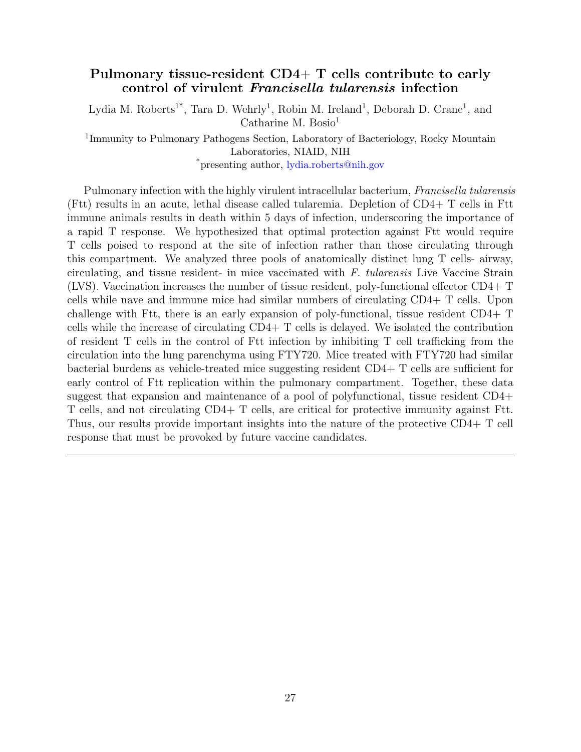## Pulmonary tissue-resident CD4+ T cells contribute to early control of virulent *Francisella tularensis* infection

Lydia M. Roberts[1*], Tara D. Wehrly[1], Robin M. Ireland[1], Deborah D. Crane[1], and Catharine M. Bosio[1]

[1]Immunity to Pulmonary Pathogens Section, Laboratory of Bacteriology, Rocky Mountain Laboratories, NIAID, NIH

[*]presenting author, lydia.roberts@nih.gov

Pulmonary infection with the highly virulent intracellular bacterium, *Francisella tularensis* (Ftt) results in an acute, lethal disease called tularemia. Depletion of CD4+ T cells in Ftt immune animals results in death within 5 days of infection, underscoring the importance of a rapid T response. We hypothesized that optimal protection against Ftt would require T cells poised to respond at the site of infection rather than those circulating through this compartment. We analyzed three pools of anatomically distinct lung T cells- airway, circulating, and tissue resident- in mice vaccinated with *F. tularensis* Live Vaccine Strain (LVS). Vaccination increases the number of tissue resident, poly-functional effector CD4+ T cells while nave and immune mice had similar numbers of circulating CD4+ T cells. Upon challenge with Ftt, there is an early expansion of poly-functional, tissue resident CD4+ T cells while the increase of circulating CD4+ T cells is delayed. We isolated the contribution of resident T cells in the control of Ftt infection by inhibiting T cell trafficking from the circulation into the lung parenchyma using FTY720. Mice treated with FTY720 had similar bacterial burdens as vehicle-treated mice suggesting resident CD4+ T cells are sufficient for early control of Ftt replication within the pulmonary compartment. Together, these data suggest that expansion and maintenance of a pool of polyfunctional, tissue resident CD4+ T cells, and not circulating CD4+ T cells, are critical for protective immunity against Ftt. Thus, our results provide important insights into the nature of the protective CD4+ T cell response that must be provoked by future vaccine candidates.

---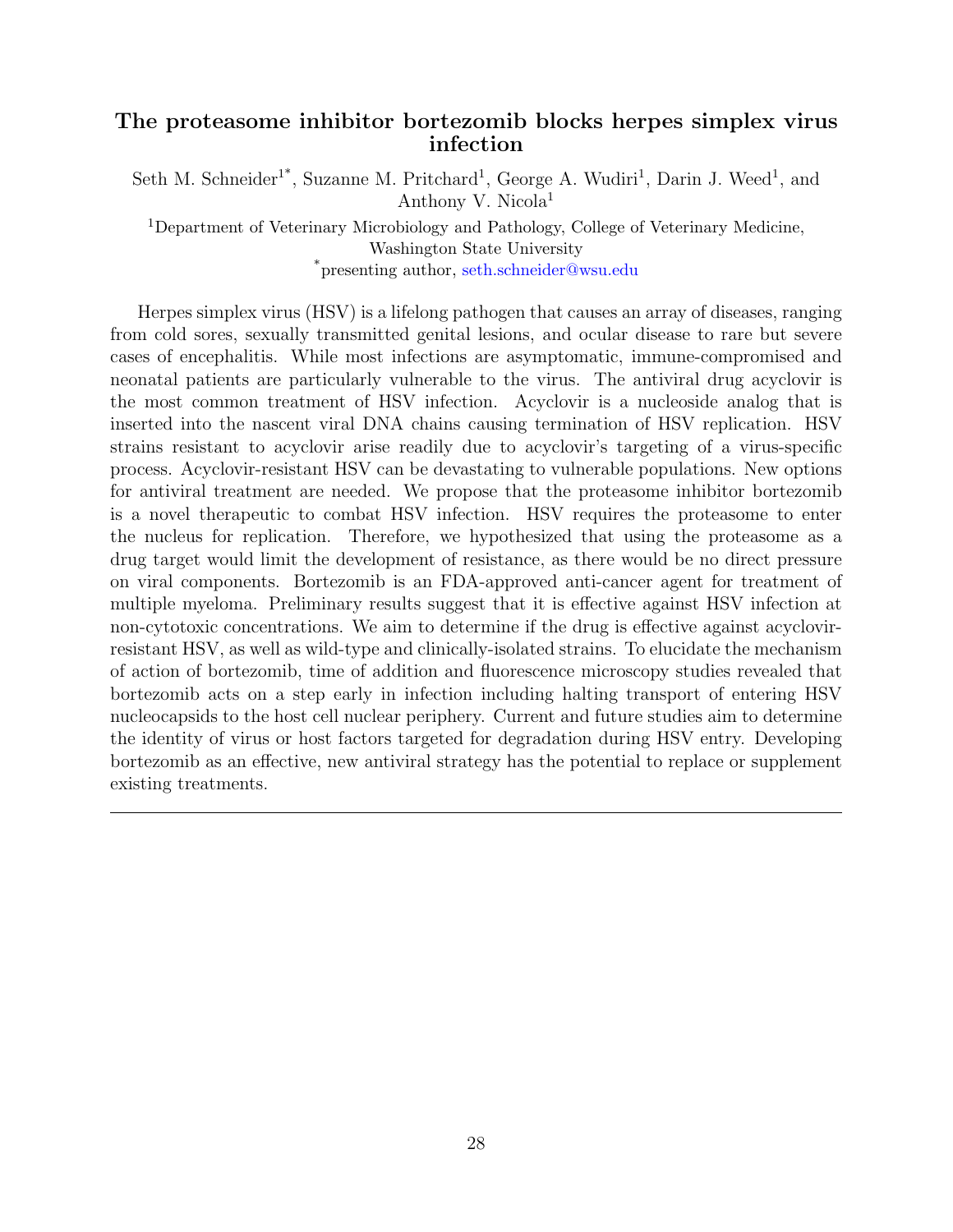## The proteasome inhibitor bortezomib blocks herpes simplex virus infection

Seth M. Schneider[1*], Suzanne M. Pritchard[1], George A. Wudiri[1], Darin J. Weed[1], and Anthony V. Nicola[1]

[1]Department of Veterinary Microbiology and Pathology, College of Veterinary Medicine, Washington State University

[*]presenting author, seth.schneider@wsu.edu

Herpes simplex virus (HSV) is a lifelong pathogen that causes an array of diseases, ranging from cold sores, sexually transmitted genital lesions, and ocular disease to rare but severe cases of encephalitis. While most infections are asymptomatic, immune-compromised and neonatal patients are particularly vulnerable to the virus. The antiviral drug acyclovir is the most common treatment of HSV infection. Acyclovir is a nucleoside analog that is inserted into the nascent viral DNA chains causing termination of HSV replication. HSV strains resistant to acyclovir arise readily due to acyclovir's targeting of a virus-specific process. Acyclovir-resistant HSV can be devastating to vulnerable populations. New options for antiviral treatment are needed. We propose that the proteasome inhibitor bortezomib is a novel therapeutic to combat HSV infection. HSV requires the proteasome to enter the nucleus for replication. Therefore, we hypothesized that using the proteasome as a drug target would limit the development of resistance, as there would be no direct pressure on viral components. Bortezomib is an FDA-approved anti-cancer agent for treatment of multiple myeloma. Preliminary results suggest that it is effective against HSV infection at non-cytotoxic concentrations. We aim to determine if the drug is effective against acyclovir-resistant HSV, as well as wild-type and clinically-isolated strains. To elucidate the mechanism of action of bortezomib, time of addition and fluorescence microscopy studies revealed that bortezomib acts on a step early in infection including halting transport of entering HSV nucleocapsids to the host cell nuclear periphery. Current and future studies aim to determine the identity of virus or host factors targeted for degradation during HSV entry. Developing bortezomib as an effective, new antiviral strategy has the potential to replace or supplement existing treatments.

---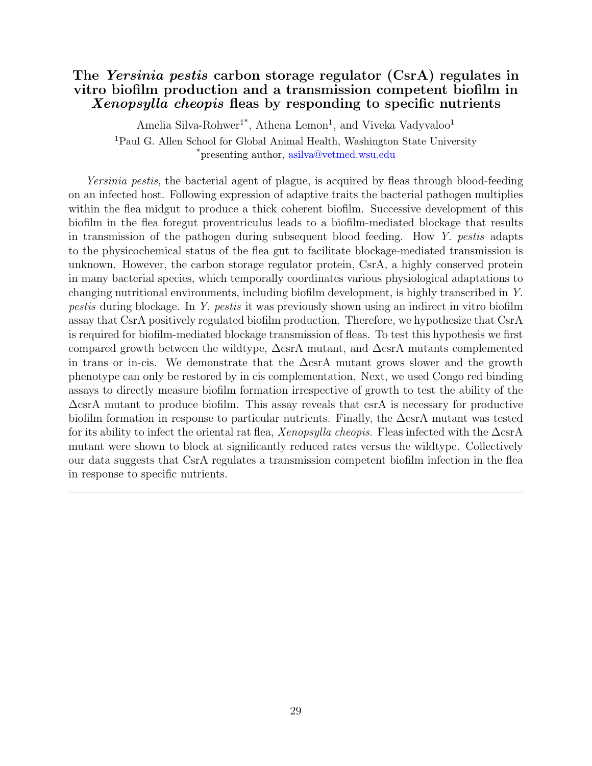### The *Yersinia pestis* carbon storage regulator (CsrA) regulates in vitro biofilm production and a transmission competent biofilm in *Xenopsylla cheopis* fleas by responding to specific nutrients

Amelia Silva-Rohwer[1*], Athena Lemon[1], and Viveka Vadyvaloo[1]

[1]Paul G. Allen School for Global Animal Health, Washington State University

[*]presenting author, asilva@vetmed.wsu.edu

*Yersinia pestis*, the bacterial agent of plague, is acquired by fleas through blood-feeding on an infected host. Following expression of adaptive traits the bacterial pathogen multiplies within the flea midgut to produce a thick coherent biofilm. Successive development of this biofilm in the flea foregut proventriculus leads to a biofilm-mediated blockage that results in transmission of the pathogen during subsequent blood feeding. How *Y. pestis* adapts to the physicochemical status of the flea gut to facilitate blockage-mediated transmission is unknown. However, the carbon storage regulator protein, CsrA, a highly conserved protein in many bacterial species, which temporally coordinates various physiological adaptations to changing nutritional environments, including biofilm development, is highly transcribed in *Y. pestis* during blockage. In *Y. pestis* it was previously shown using an indirect in vitro biofilm assay that CsrA positively regulated biofilm production. Therefore, we hypothesize that CsrA is required for biofilm-mediated blockage transmission of fleas. To test this hypothesis we first compared growth between the wildtype, ΔcsrA mutant, and ΔcsrA mutants complemented in trans or in-cis. We demonstrate that the ΔcsrA mutant grows slower and the growth phenotype can only be restored by in cis complementation. Next, we used Congo red binding assays to directly measure biofilm formation irrespective of growth to test the ability of the ΔcsrA mutant to produce biofilm. This assay reveals that csrA is necessary for productive biofilm formation in response to particular nutrients. Finally, the ΔcsrA mutant was tested for its ability to infect the oriental rat flea, *Xenopsylla cheopis*. Fleas infected with the ΔcsrA mutant were shown to block at significantly reduced rates versus the wildtype. Collectively our data suggests that CsrA regulates a transmission competent biofilm infection in the flea in response to specific nutrients.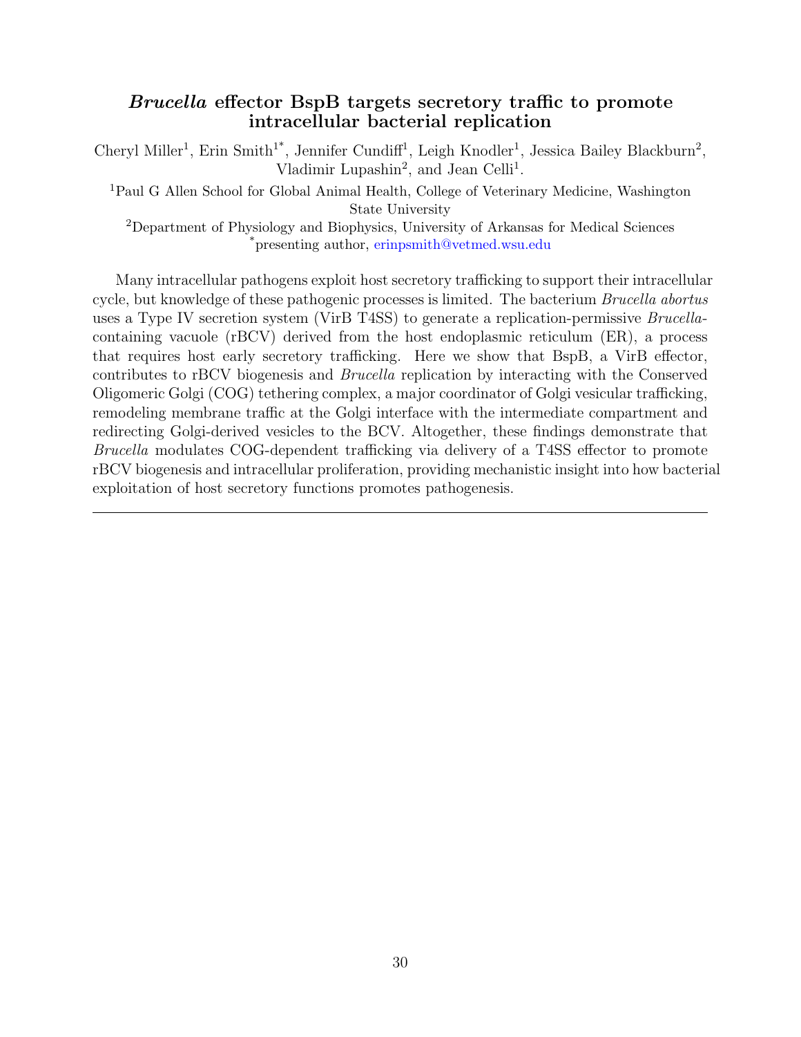## *Brucella* effector BspB targets secretory traffic to promote intracellular bacterial replication

Cheryl Miller[1], Erin Smith[1*], Jennifer Cundiff[1], Leigh Knodler[1], Jessica Bailey Blackburn[2], Vladimir Lupashin[2], and Jean Celli[1].

[1]Paul G Allen School for Global Animal Health, College of Veterinary Medicine, Washington State University

[2]Department of Physiology and Biophysics, University of Arkansas for Medical Sciences

[*]presenting author, erinpsmith@vetmed.wsu.edu

Many intracellular pathogens exploit host secretory trafficking to support their intracellular cycle, but knowledge of these pathogenic processes is limited. The bacterium *Brucella abortus* uses a Type IV secretion system (VirB T4SS) to generate a replication-permissive *Brucella*-containing vacuole (rBCV) derived from the host endoplasmic reticulum (ER), a process that requires host early secretory trafficking. Here we show that BspB, a VirB effector, contributes to rBCV biogenesis and *Brucella* replication by interacting with the Conserved Oligomeric Golgi (COG) tethering complex, a major coordinator of Golgi vesicular trafficking, remodeling membrane traffic at the Golgi interface with the intermediate compartment and redirecting Golgi-derived vesicles to the BCV. Altogether, these findings demonstrate that *Brucella* modulates COG-dependent trafficking via delivery of a T4SS effector to promote rBCV biogenesis and intracellular proliferation, providing mechanistic insight into how bacterial exploitation of host secretory functions promotes pathogenesis.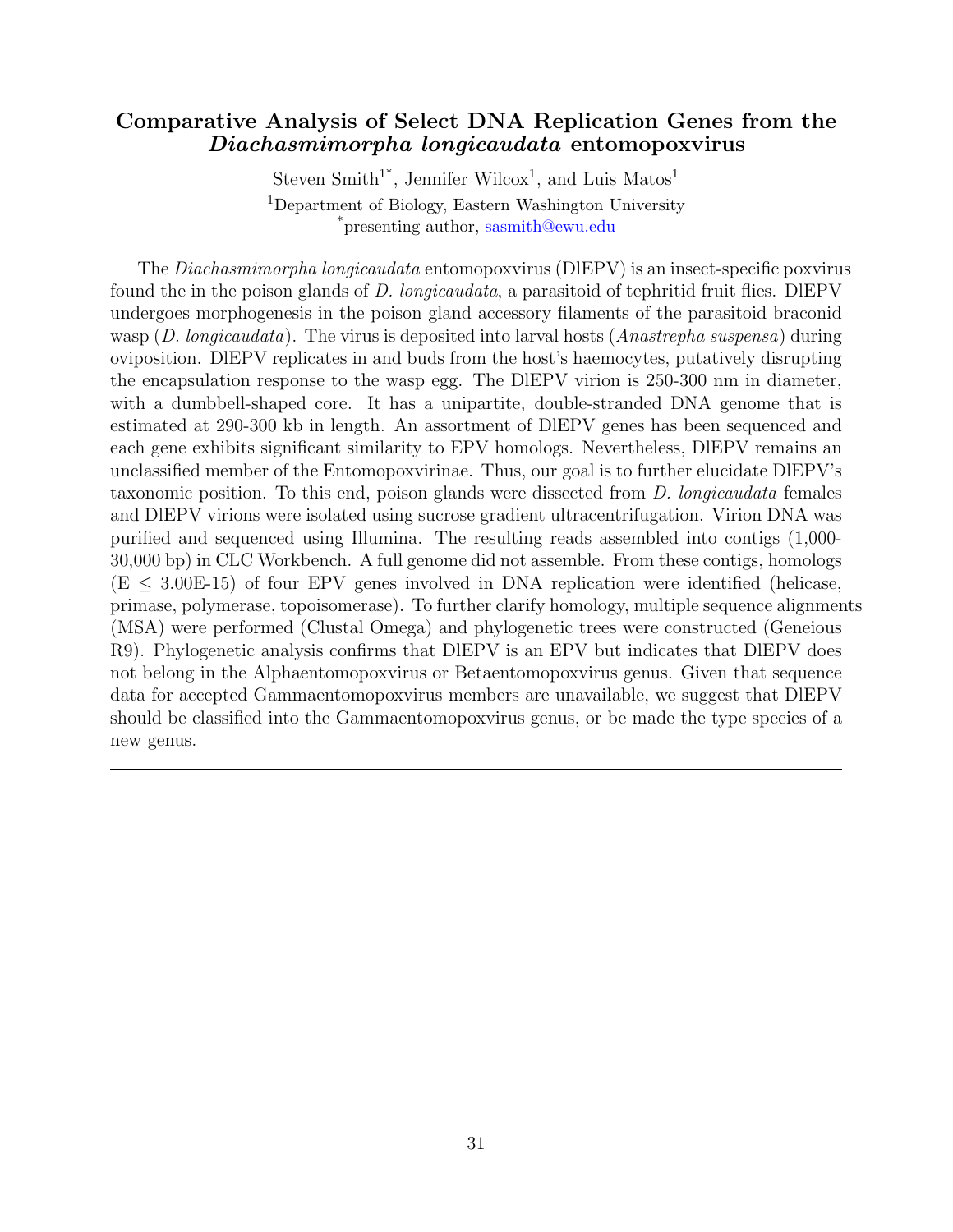# Comparative Analysis of Select DNA Replication Genes from the *Diachasmimorpha longicaudata* entomopoxvirus

Steven Smith[1*], Jennifer Wilcox[1], and Luis Matos[1]

[1]Department of Biology, Eastern Washington University

[*]presenting author, sasmith@ewu.edu

The *Diachasmimorpha longicaudata* entomopoxvirus (DlEPV) is an insect-specific poxvirus found the in the poison glands of *D. longicaudata*, a parasitoid of tephritid fruit flies. DlEPV undergoes morphogenesis in the poison gland accessory filaments of the parasitoid braconid wasp (*D. longicaudata*). The virus is deposited into larval hosts (*Anastrepha suspensa*) during oviposition. DlEPV replicates in and buds from the host's haemocytes, putatively disrupting the encapsulation response to the wasp egg. The DlEPV virion is 250-300 nm in diameter, with a dumbbell-shaped core. It has a unipartite, double-stranded DNA genome that is estimated at 290-300 kb in length. An assortment of DlEPV genes has been sequenced and each gene exhibits significant similarity to EPV homologs. Nevertheless, DlEPV remains an unclassified member of the Entomopoxvirinae. Thus, our goal is to further elucidate DlEPV's taxonomic position. To this end, poison glands were dissected from *D. longicaudata* females and DlEPV virions were isolated using sucrose gradient ultracentrifugation. Virion DNA was purified and sequenced using Illumina. The resulting reads assembled into contigs (1,000-30,000 bp) in CLC Workbench. A full genome did not assemble. From these contigs, homologs ($E \leq 3.00E\text{-}15$) of four EPV genes involved in DNA replication were identified (helicase, primase, polymerase, topoisomerase). To further clarify homology, multiple sequence alignments (MSA) were performed (Clustal Omega) and phylogenetic trees were constructed (Geneious R9). Phylogenetic analysis confirms that DlEPV is an EPV but indicates that DlEPV does not belong in the Alphaentomopoxvirus or Betaentomopoxvirus genus. Given that sequence data for accepted Gammaentomopoxvirus members are unavailable, we suggest that DlEPV should be classified into the Gammaentomopoxvirus genus, or be made the type species of a new genus.

---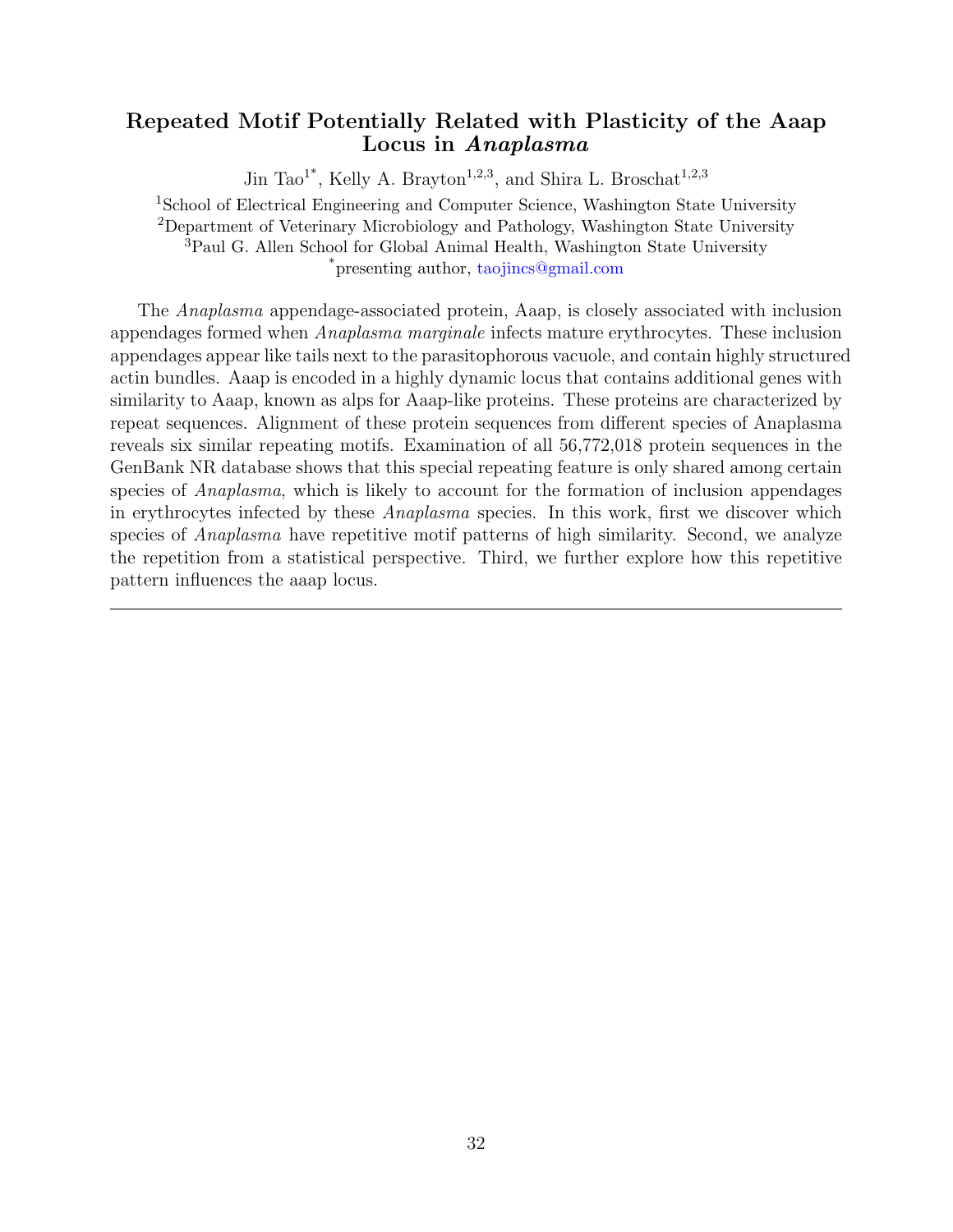## Repeated Motif Potentially Related with Plasticity of the Aaap Locus in *Anaplasma*

Jin Tao[1*], Kelly A. Brayton[1,2,3], and Shira L. Broschat[1,2,3]

[1]School of Electrical Engineering and Computer Science, Washington State University
[2]Department of Veterinary Microbiology and Pathology, Washington State University
[3]Paul G. Allen School for Global Animal Health, Washington State University
[*]presenting author, taojincs@gmail.com

The *Anaplasma* appendage-associated protein, Aaap, is closely associated with inclusion appendages formed when *Anaplasma marginale* infects mature erythrocytes. These inclusion appendages appear like tails next to the parasitophorous vacuole, and contain highly structured actin bundles. Aaap is encoded in a highly dynamic locus that contains additional genes with similarity to Aaap, known as alps for Aaap-like proteins. These proteins are characterized by repeat sequences. Alignment of these protein sequences from different species of Anaplasma reveals six similar repeating motifs. Examination of all 56,772,018 protein sequences in the GenBank NR database shows that this special repeating feature is only shared among certain species of *Anaplasma*, which is likely to account for the formation of inclusion appendages in erythrocytes infected by these *Anaplasma* species. In this work, first we discover which species of *Anaplasma* have repetitive motif patterns of high similarity. Second, we analyze the repetition from a statistical perspective. Third, we further explore how this repetitive pattern influences the aaap locus.

---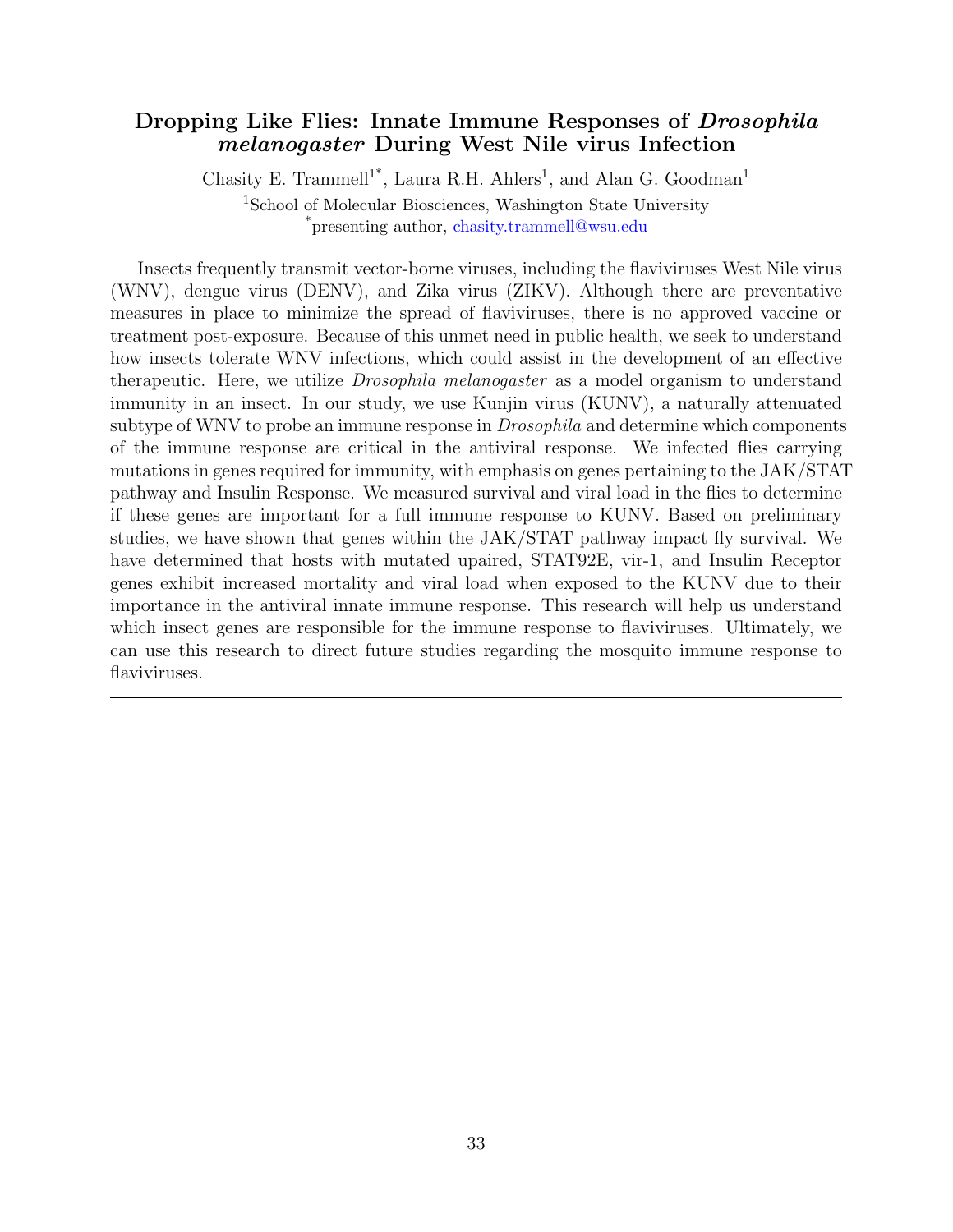## Dropping Like Flies: Innate Immune Responses of *Drosophila melanogaster* During West Nile virus Infection

Chasity E. Trammell[1*], Laura R.H. Ahlers[1], and Alan G. Goodman[1]

[1]School of Molecular Biosciences, Washington State University
[*]presenting author, chasity.trammell@wsu.edu

Insects frequently transmit vector-borne viruses, including the flaviviruses West Nile virus (WNV), dengue virus (DENV), and Zika virus (ZIKV). Although there are preventative measures in place to minimize the spread of flaviviruses, there is no approved vaccine or treatment post-exposure. Because of this unmet need in public health, we seek to understand how insects tolerate WNV infections, which could assist in the development of an effective therapeutic. Here, we utilize *Drosophila melanogaster* as a model organism to understand immunity in an insect. In our study, we use Kunjin virus (KUNV), a naturally attenuated subtype of WNV to probe an immune response in *Drosophila* and determine which components of the immune response are critical in the antiviral response. We infected flies carrying mutations in genes required for immunity, with emphasis on genes pertaining to the JAK/STAT pathway and Insulin Response. We measured survival and viral load in the flies to determine if these genes are important for a full immune response to KUNV. Based on preliminary studies, we have shown that genes within the JAK/STAT pathway impact fly survival. We have determined that hosts with mutated upaired, STAT92E, vir-1, and Insulin Receptor genes exhibit increased mortality and viral load when exposed to the KUNV due to their importance in the antiviral innate immune response. This research will help us understand which insect genes are responsible for the immune response to flaviviruses. Ultimately, we can use this research to direct future studies regarding the mosquito immune response to flaviviruses.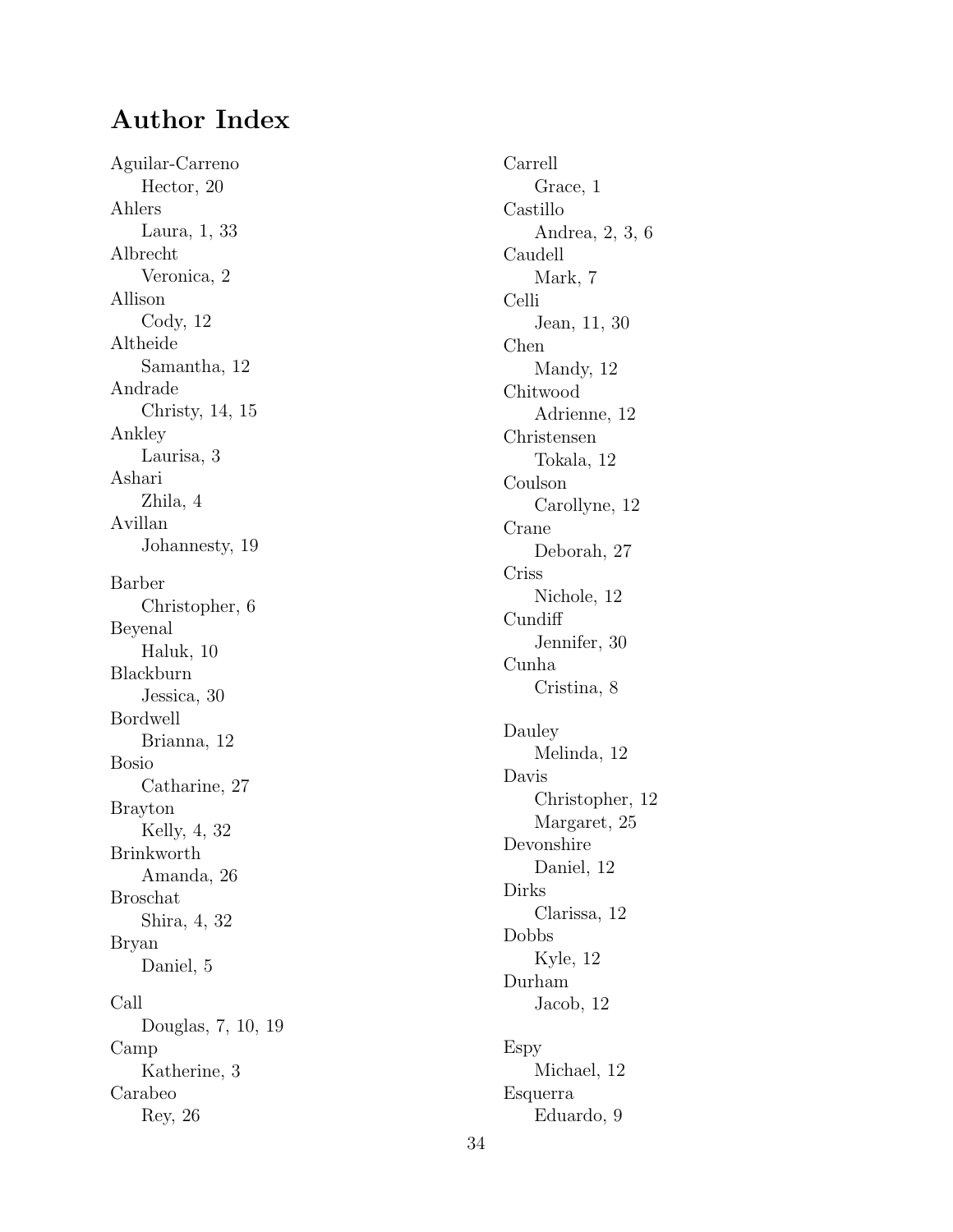# Author Index

Aguilar-Carreno
  Hector, 20
Ahlers
  Laura, 1, 33
Albrecht
  Veronica, 2
Allison
  Cody, 12
Altheide
  Samantha, 12
Andrade
  Christy, 14, 15
Ankley
  Laurisa, 3
Ashari
  Zhila, 4
Avillan
  Johannesty, 19

Barber
  Christopher, 6
Beyenal
  Haluk, 10
Blackburn
  Jessica, 30
Bordwell
  Brianna, 12
Bosio
  Catharine, 27
Brayton
  Kelly, 4, 32
Brinkworth
  Amanda, 26
Broschat
  Shira, 4, 32
Bryan
  Daniel, 5

Call
  Douglas, 7, 10, 19
Camp
  Katherine, 3
Carabeo
  Rey, 26
Carrell
  Grace, 1
Castillo
  Andrea, 2, 3, 6
Caudell
  Mark, 7
Celli
  Jean, 11, 30
Chen
  Mandy, 12
Chitwood
  Adrienne, 12
Christensen
  Tokala, 12
Coulson
  Carollyne, 12
Crane
  Deborah, 27
Criss
  Nichole, 12
Cundiff
  Jennifer, 30
Cunha
  Cristina, 8

Dauley
  Melinda, 12
Davis
  Christopher, 12
  Margaret, 25
Devonshire
  Daniel, 12
Dirks
  Clarissa, 12
Dobbs
  Kyle, 12
Durham
  Jacob, 12

Espy
  Michael, 12
Esquerra
  Eduardo, 9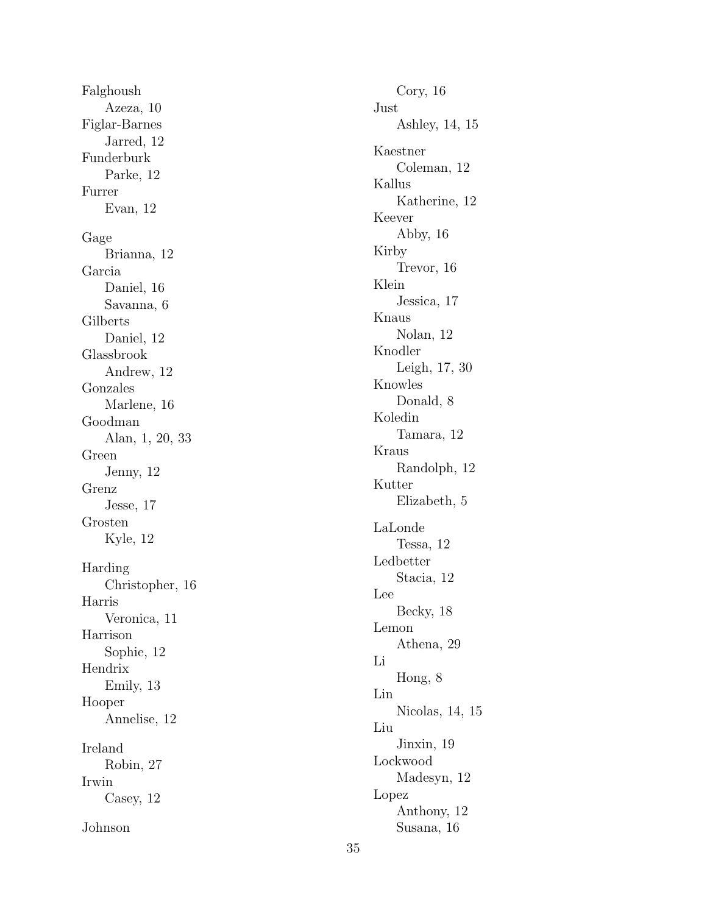Falghoush
    Azeza, 10
Figlar-Barnes
    Jarred, 12
Funderburk
    Parke, 12
Furrer
    Evan, 12

Gage
    Brianna, 12
Garcia
    Daniel, 16
    Savanna, 6
Gilberts
    Daniel, 12
Glassbrook
    Andrew, 12
Gonzales
    Marlene, 16
Goodman
    Alan, 1, 20, 33
Green
    Jenny, 12
Grenz
    Jesse, 17
Grosten
    Kyle, 12

Harding
    Christopher, 16
Harris
    Veronica, 11
Harrison
    Sophie, 12
Hendrix
    Emily, 13
Hooper
    Annelise, 12

Ireland
    Robin, 27
Irwin
    Casey, 12

Johnson
    Cory, 16
Just
    Ashley, 14, 15

Kaestner
    Coleman, 12
Kallus
    Katherine, 12
Keever
    Abby, 16
Kirby
    Trevor, 16
Klein
    Jessica, 17
Knaus
    Nolan, 12
Knodler
    Leigh, 17, 30
Knowles
    Donald, 8
Koledin
    Tamara, 12
Kraus
    Randolph, 12
Kutter
    Elizabeth, 5

LaLonde
    Tessa, 12
Ledbetter
    Stacia, 12
Lee
    Becky, 18
Lemon
    Athena, 29
Li
    Hong, 8
Lin
    Nicolas, 14, 15
Liu
    Jinxin, 19
Lockwood
    Madesyn, 12
Lopez
    Anthony, 12
    Susana, 16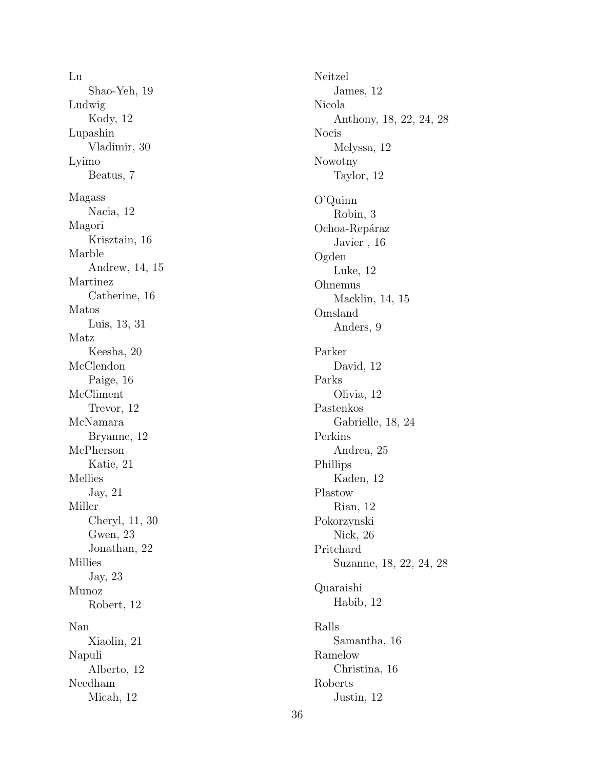Lu
    Shao-Yeh, 19
Ludwig
    Kody, 12
Lupashin
    Vladimir, 30
Lyimo
    Beatus, 7

Magass
    Nacia, 12
Magori
    Krisztain, 16
Marble
    Andrew, 14, 15
Martinez
    Catherine, 16
Matos
    Luis, 13, 31
Matz
    Keesha, 20
McClendon
    Paige, 16
McCliment
    Trevor, 12
McNamara
    Bryanne, 12
McPherson
    Katie, 21
Mellies
    Jay, 21
Miller
    Cheryl, 11, 30
    Gwen, 23
    Jonathan, 22
Millies
    Jay, 23
Munoz
    Robert, 12

Nan
    Xiaolin, 21
Napuli
    Alberto, 12
Needham
    Micah, 12
Neitzel
    James, 12
Nicola
    Anthony, 18, 22, 24, 28
Nocis
    Melyssa, 12
Nowotny
    Taylor, 12

O'Quinn
    Robin, 3
Ochoa-Repáraz
    Javier , 16
Ogden
    Luke, 12
Ohnemus
    Macklin, 14, 15
Omsland
    Anders, 9

Parker
    David, 12
Parks
    Olivia, 12
Pastenkos
    Gabrielle, 18, 24
Perkins
    Andrea, 25
Phillips
    Kaden, 12
Plastow
    Rian, 12
Pokorzynski
    Nick, 26
Pritchard
    Suzanne, 18, 22, 24, 28

Quaraishi
    Habib, 12

Ralls
    Samantha, 16
Ramelow
    Christina, 16
Roberts
    Justin, 12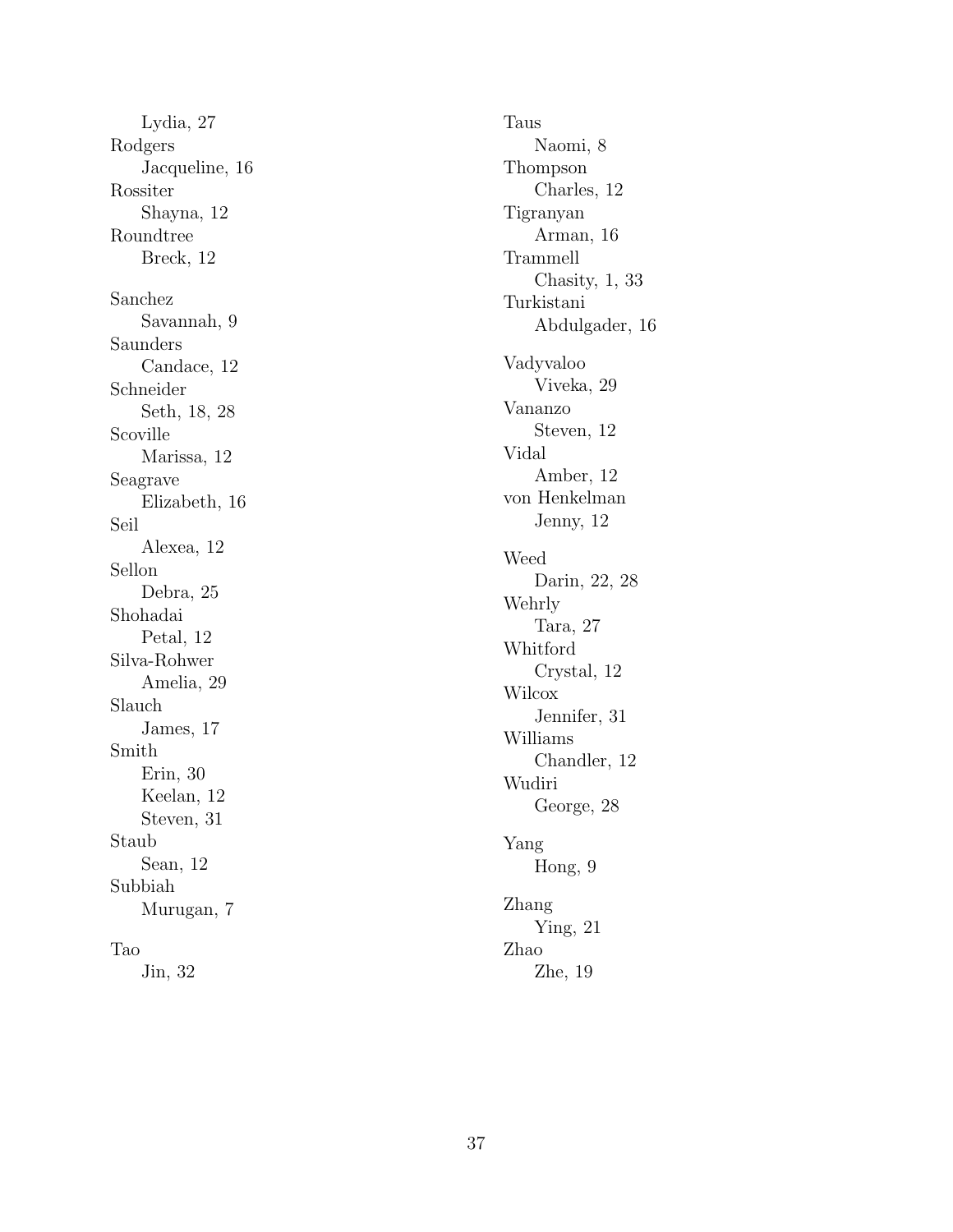Lydia, 27
Rodgers
Jacqueline, 16
Rossiter
Shayna, 12
Roundtree
Breck, 12

Sanchez
Savannah, 9
Saunders
Candace, 12
Schneider
Seth, 18, 28
Scoville
Marissa, 12
Seagrave
Elizabeth, 16
Seil
Alexea, 12
Sellon
Debra, 25
Shohadai
Petal, 12
Silva-Rohwer
Amelia, 29
Slauch
James, 17
Smith
Erin, 30
Keelan, 12
Steven, 31
Staub
Sean, 12
Subbiah
Murugan, 7

Tao
Jin, 32
Taus
Naomi, 8
Thompson
Charles, 12
Tigranyan
Arman, 16
Trammell
Chasity, 1, 33
Turkistani
Abdulgader, 16

Vadyvaloo
Viveka, 29
Vananzo
Steven, 12
Vidal
Amber, 12
von Henkelman
Jenny, 12

Weed
Darin, 22, 28
Wehrly
Tara, 27
Whitford
Crystal, 12
Wilcox
Jennifer, 31
Williams
Chandler, 12
Wudiri
George, 28

Yang
Hong, 9

Zhang
Ying, 21
Zhao
Zhe, 19